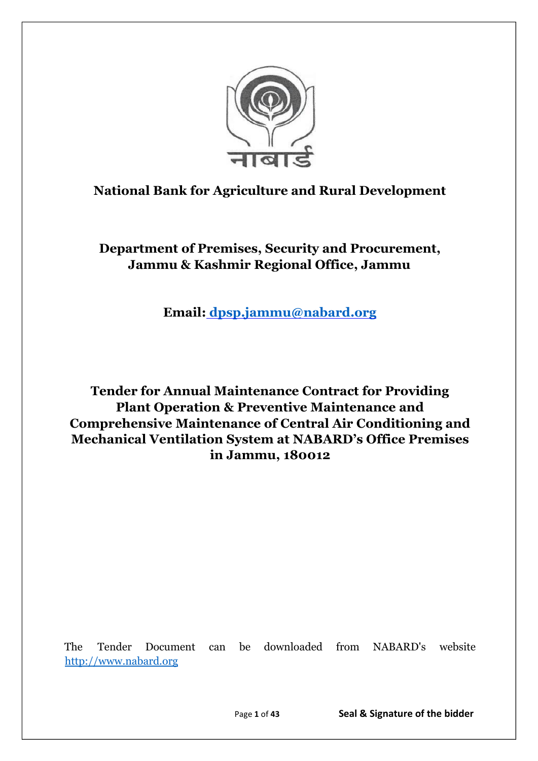# National Bank for Agriculture and Rural Development

## Department of Premises, Security and Procurement, Jammu & Kashmir Regional Office, Jammu

**Email: [dpsp.jammu@nabard.org](mailto:dpsp.jammu@nabard.org)**

## Tender for Annual Maintenance Contract for Providing Plant Operation & Preventive Maintenance and Comprehensive Maintenance of Central Air Conditioning and Mechanical Ventilation System at NABARD's Office Premises in Jammu, 180012

The Tender Document can be downloaded from NABARD's website [http://www.nabard.org](http://www.nabard.org)

Seal & Signature of the bidder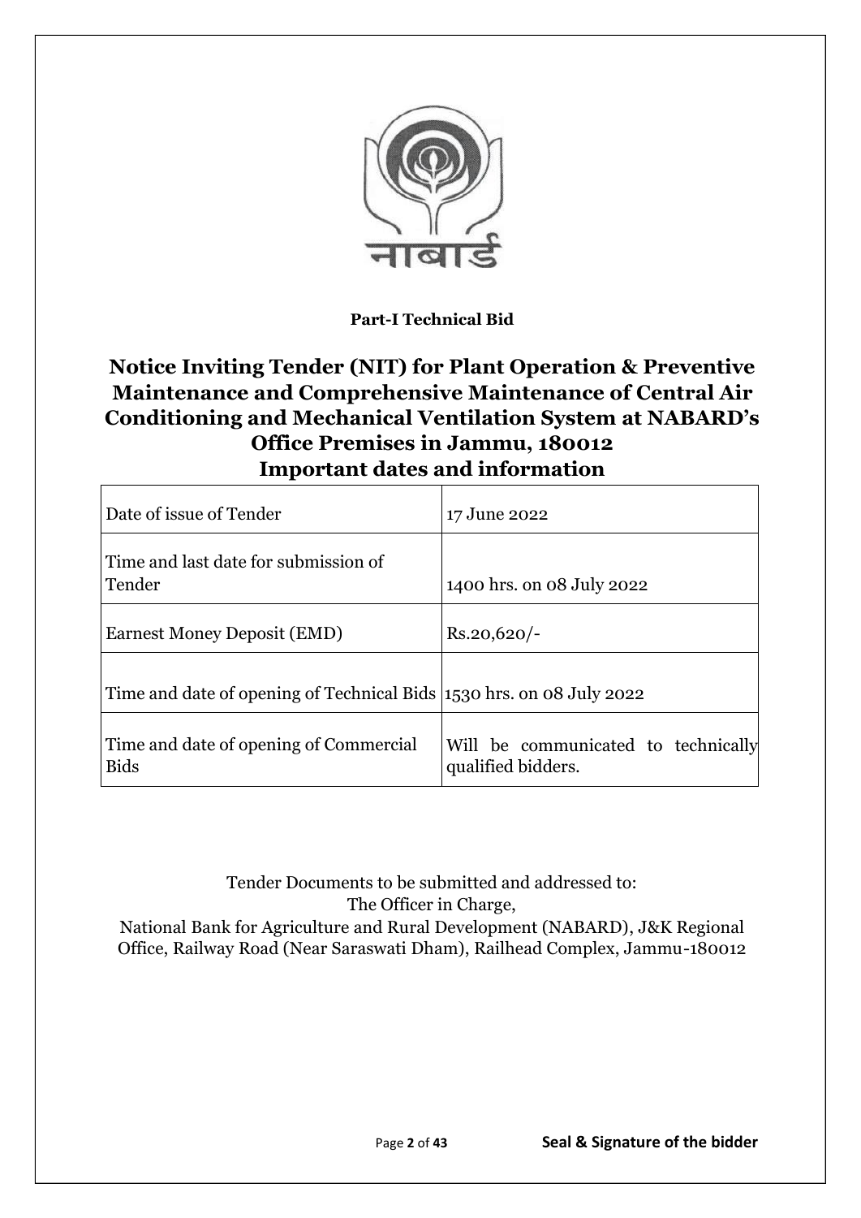**Part-I Technical Bid**

# Notice Inviting Tender (NIT) for Plant Operation & Preventive Maintenance and Comprehensive Maintenance of Central Air Conditioning and Mechanical Ventilation System at NABARD's Office Premises in Jammu, 180012

## Important dates and information

| | |
|---|---|
| Date of issue of Tender | 17 June 2022 |
| Time and last date for submission of Tender | 1400 hrs. on 08 July 2022 |
| Earnest Money Deposit (EMD) | Rs.20,620/- |
| Time and date of opening of Technical Bids | 1530 hrs. on 08 July 2022 |
| Time and date of opening of Commercial Bids | Will be communicated to technically qualified bidders. |

Tender Documents to be submitted and addressed to:
The Officer in Charge,
National Bank for Agriculture and Rural Development (NABARD), J&K Regional Office, Railway Road (Near Saraswati Dham), Railhead Complex, Jammu-180012

**Seal & Signature of the bidder**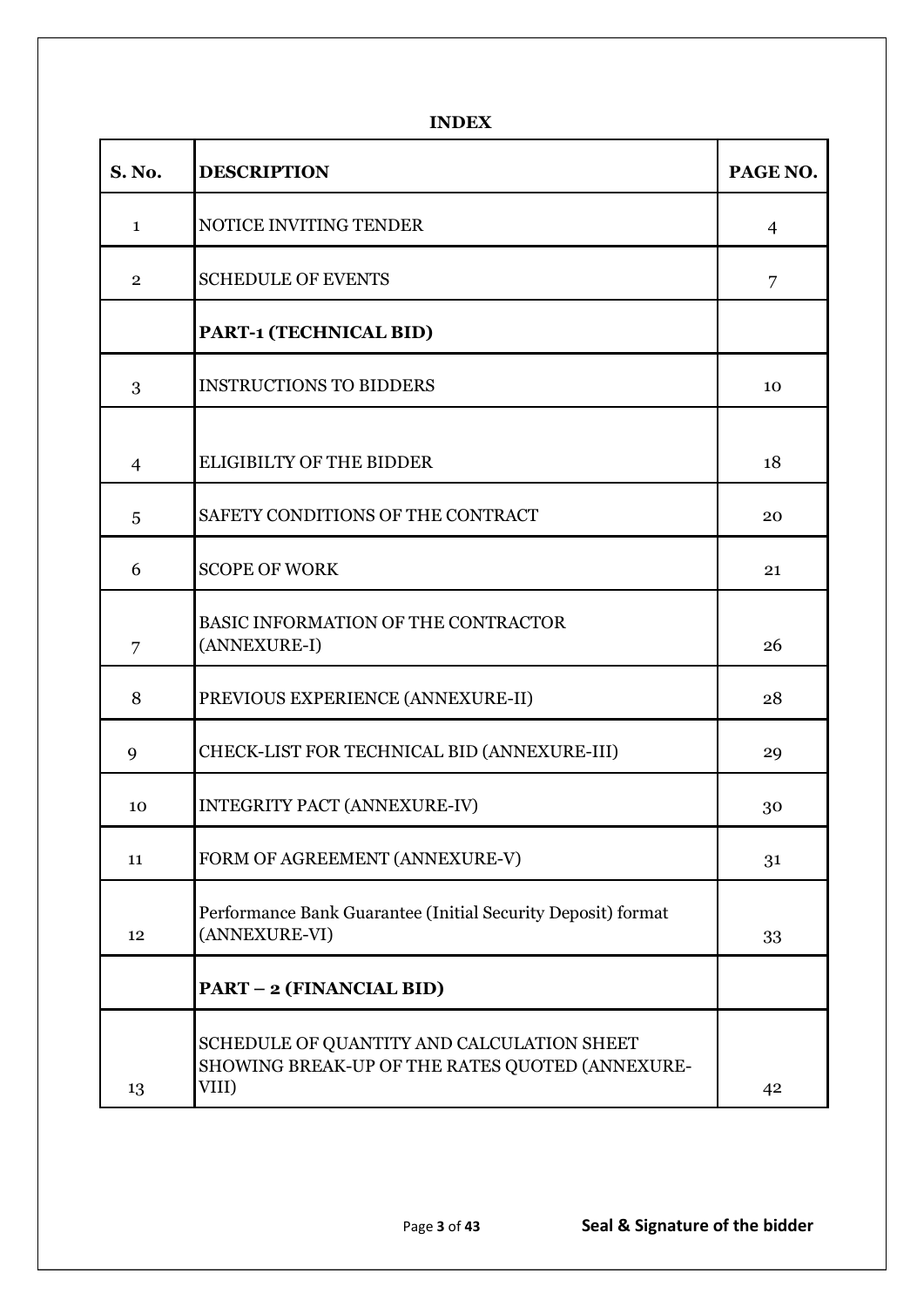**INDEX**

| S. No. | DESCRIPTION | PAGE NO. |
|---|---|---|
| 1 | NOTICE INVITING TENDER | 4 |
| 2 | SCHEDULE OF EVENTS | 7 |
| | **PART-1 (TECHNICAL BID)** | |
| 3 | INSTRUCTIONS TO BIDDERS | 10 |
| 4 | ELIGIBILTY OF THE BIDDER | 18 |
| 5 | SAFETY CONDITIONS OF THE CONTRACT | 20 |
| 6 | SCOPE OF WORK | 21 |
| 7 | BASIC INFORMATION OF THE CONTRACTOR (ANNEXURE-I) | 26 |
| 8 | PREVIOUS EXPERIENCE (ANNEXURE-II) | 28 |
| 9 | CHECK-LIST FOR TECHNICAL BID (ANNEXURE-III) | 29 |
| 10 | INTEGRITY PACT (ANNEXURE-IV) | 30 |
| 11 | FORM OF AGREEMENT (ANNEXURE-V) | 31 |
| 12 | Performance Bank Guarantee (Initial Security Deposit) format (ANNEXURE-VI) | 33 |
| | **PART – 2 (FINANCIAL BID)** | |
| 13 | SCHEDULE OF QUANTITY AND CALCULATION SHEET SHOWING BREAK-UP OF THE RATES QUOTED (ANNEXURE-VIII) | 42 |

**Seal & Signature of the bidder**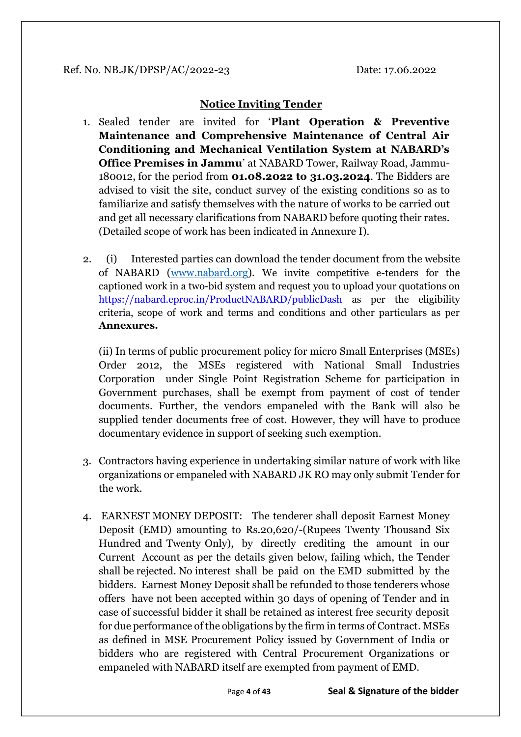Ref. No. NB.JK/DPSP/AC/2022-23 Date: 17.06.2022

## Notice Inviting Tender

1. Sealed tender are invited for '**Plant Operation & Preventive Maintenance and Comprehensive Maintenance of Central Air Conditioning and Mechanical Ventilation System at NABARD's Office Premises in Jammu**' at NABARD Tower, Railway Road, Jammu-180012, for the period from **01.08.2022 to 31.03.2024**. The Bidders are advised to visit the site, conduct survey of the existing conditions so as to familiarize and satisfy themselves with the nature of works to be carried out and get all necessary clarifications from NABARD before quoting their rates. (Detailed scope of work has been indicated in Annexure I).

2. (i) Interested parties can download the tender document from the website of NABARD (www.nabard.org). We invite competitive e-tenders for the captioned work in a two-bid system and request you to upload your quotations on https://nabard.eproc.in/ProductNABARD/publicDash as per the eligibility criteria, scope of work and terms and conditions and other particulars as per **Annexures.**

   (ii) In terms of public procurement policy for micro Small Enterprises (MSEs) Order 2012, the MSEs registered with National Small Industries Corporation under Single Point Registration Scheme for participation in Government purchases, shall be exempt from payment of cost of tender documents. Further, the vendors empaneled with the Bank will also be supplied tender documents free of cost. However, they will have to produce documentary evidence in support of seeking such exemption.

3. Contractors having experience in undertaking similar nature of work with like organizations or empaneled with NABARD JK RO may only submit Tender for the work.

4. EARNEST MONEY DEPOSIT: The tenderer shall deposit Earnest Money Deposit (EMD) amounting to Rs.20,620/-(Rupees Twenty Thousand Six Hundred and Twenty Only), by directly crediting the amount in our Current Account as per the details given below, failing which, the Tender shall be rejected. No interest shall be paid on the EMD submitted by the bidders. Earnest Money Deposit shall be refunded to those tenderers whose offers have not been accepted within 30 days of opening of Tender and in case of successful bidder it shall be retained as interest free security deposit for due performance of the obligations by the firm in terms of Contract. MSEs as defined in MSE Procurement Policy issued by Government of India or bidders who are registered with Central Procurement Organizations or empaneled with NABARD itself are exempted from payment of EMD.

Seal & Signature of the bidder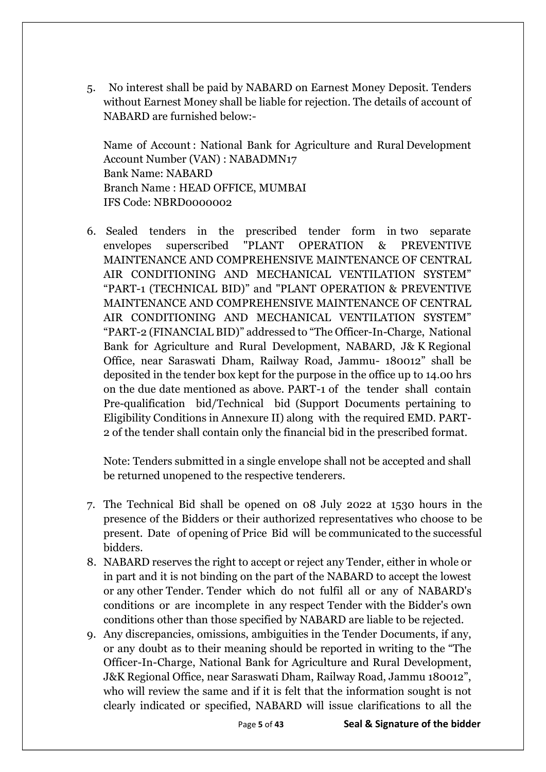5. No interest shall be paid by NABARD on Earnest Money Deposit. Tenders without Earnest Money shall be liable for rejection. The details of account of NABARD are furnished below:-

   Name of Account : National Bank for Agriculture and Rural Development
   Account Number (VAN) : NABADMN17
   Bank Name: NABARD
   Branch Name : HEAD OFFICE, MUMBAI
   IFS Code: NBRD0000002

6. Sealed tenders in the prescribed tender form in two separate envelopes superscribed "PLANT OPERATION & PREVENTIVE MAINTENANCE AND COMPREHENSIVE MAINTENANCE OF CENTRAL AIR CONDITIONING AND MECHANICAL VENTILATION SYSTEM" "PART-1 (TECHNICAL BID)" and "PLANT OPERATION & PREVENTIVE MAINTENANCE AND COMPREHENSIVE MAINTENANCE OF CENTRAL AIR CONDITIONING AND MECHANICAL VENTILATION SYSTEM" "PART-2 (FINANCIAL BID)" addressed to "The Officer-In-Charge, National Bank for Agriculture and Rural Development, NABARD, J& K Regional Office, near Saraswati Dham, Railway Road, Jammu- 180012" shall be deposited in the tender box kept for the purpose in the office up to 14.00 hrs on the due date mentioned as above. PART-1 of the tender shall contain Pre-qualification bid/Technical bid (Support Documents pertaining to Eligibility Conditions in Annexure II) along with the required EMD. PART-2 of the tender shall contain only the financial bid in the prescribed format.

   Note: Tenders submitted in a single envelope shall not be accepted and shall be returned unopened to the respective tenderers.

7. The Technical Bid shall be opened on 08 July 2022 at 1530 hours in the presence of the Bidders or their authorized representatives who choose to be present. Date of opening of Price Bid will be communicated to the successful bidders.
8. NABARD reserves the right to accept or reject any Tender, either in whole or in part and it is not binding on the part of the NABARD to accept the lowest or any other Tender. Tender which do not fulfil all or any of NABARD's conditions or are incomplete in any respect Tender with the Bidder's own conditions other than those specified by NABARD are liable to be rejected.
9. Any discrepancies, omissions, ambiguities in the Tender Documents, if any, or any doubt as to their meaning should be reported in writing to the "The Officer-In-Charge, National Bank for Agriculture and Rural Development, J&K Regional Office, near Saraswati Dham, Railway Road, Jammu 180012", who will review the same and if it is felt that the information sought is not clearly indicated or specified, NABARD will issue clarifications to all the

**Seal & Signature of the bidder**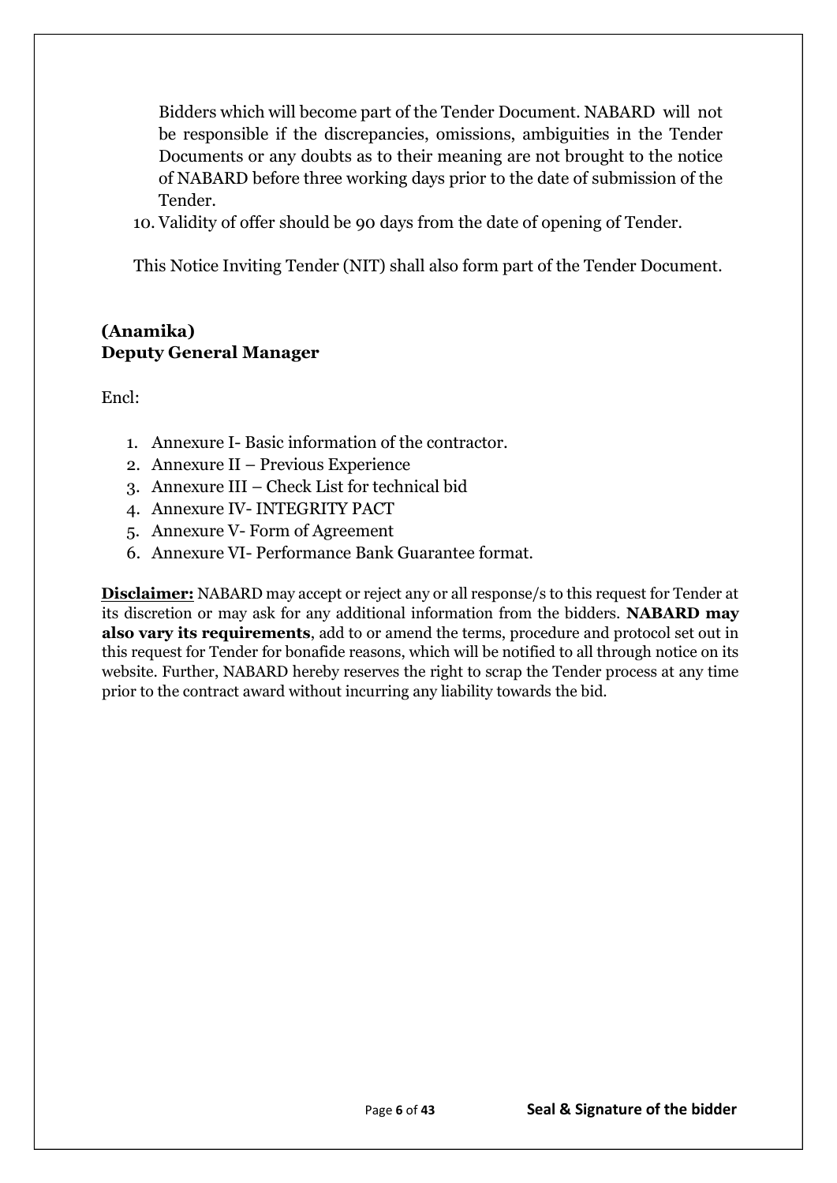Bidders which will become part of the Tender Document. NABARD will not be responsible if the discrepancies, omissions, ambiguities in the Tender Documents or any doubts as to their meaning are not brought to the notice of NABARD before three working days prior to the date of submission of the Tender.

10. Validity of offer should be 90 days from the date of opening of Tender.

This Notice Inviting Tender (NIT) shall also form part of the Tender Document.

**(Anamika)**
**Deputy General Manager**

Encl:

1. Annexure I- Basic information of the contractor.
2. Annexure II – Previous Experience
3. Annexure III – Check List for technical bid
4. Annexure IV- INTEGRITY PACT
5. Annexure V- Form of Agreement
6. Annexure VI- Performance Bank Guarantee format.

**Disclaimer:** NABARD may accept or reject any or all response/s to this request for Tender at its discretion or may ask for any additional information from the bidders. **NABARD may also vary its requirements**, add to or amend the terms, procedure and protocol set out in this request for Tender for bonafide reasons, which will be notified to all through notice on its website. Further, NABARD hereby reserves the right to scrap the Tender process at any time prior to the contract award without incurring any liability towards the bid.

**Seal & Signature of the bidder**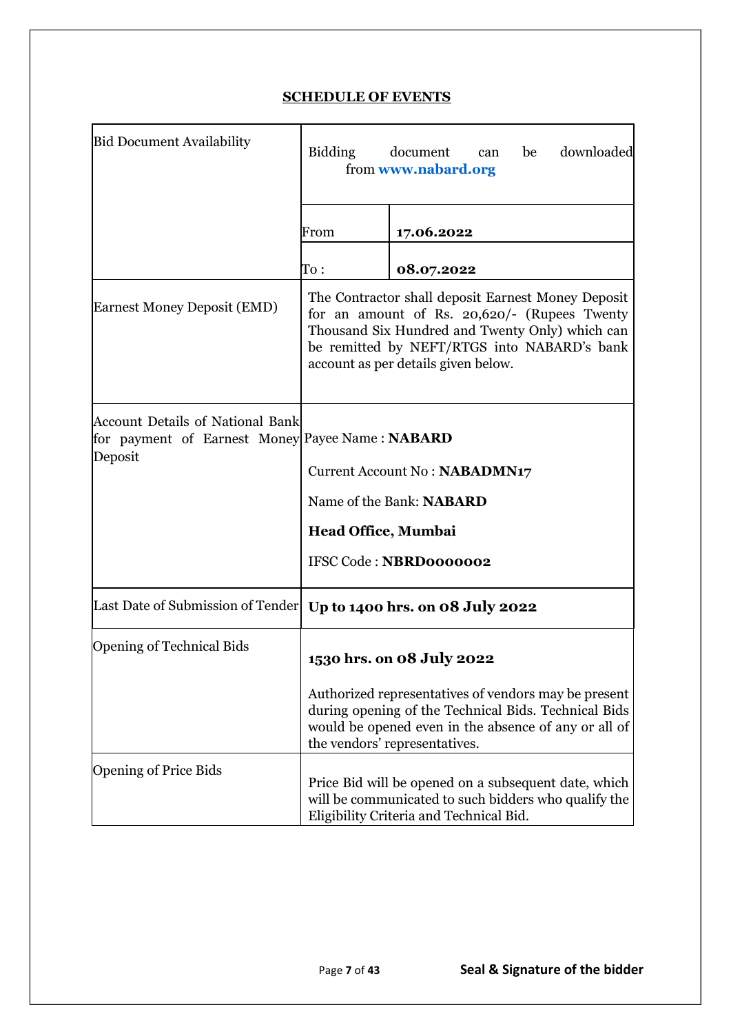## SCHEDULE OF EVENTS

| | | |
|---|---|---|
| Bid Document Availability | Bidding document can be downloaded from **www.nabard.org** | |
| | From | **17.06.2022** |
| | To : | **08.07.2022** |
| Earnest Money Deposit (EMD) | The Contractor shall deposit Earnest Money Deposit for an amount of Rs. 20,620/- (Rupees Twenty Thousand Six Hundred and Twenty Only) which can be remitted by NEFT/RTGS into NABARD's bank account as per details given below. | |
| Account Details of National Bank for payment of Earnest Money Deposit | Payee Name : **NABARD**<br><br>Current Account No : **NABADMN17**<br><br>Name of the Bank: **NABARD**<br><br>**Head Office, Mumbai**<br><br>IFSC Code : **NBRD0000002** | |
| Last Date of Submission of Tender | **Up to 1400 hrs. on 08 July 2022** | |
| Opening of Technical Bids | **1530 hrs. on 08 July 2022**<br><br>Authorized representatives of vendors may be present during opening of the Technical Bids. Technical Bids would be opened even in the absence of any or all of the vendors' representatives. | |
| Opening of Price Bids | Price Bid will be opened on a subsequent date, which will be communicated to such bidders who qualify the Eligibility Criteria and Technical Bid. | |

**Seal & Signature of the bidder**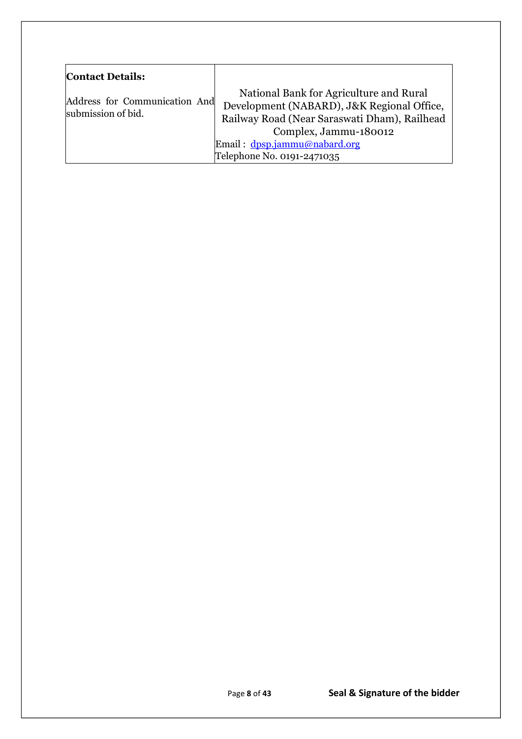| **Contact Details:**<br><br>Address for Communication And submission of bid. | National Bank for Agriculture and Rural Development (NABARD), J&K Regional Office, Railway Road (Near Saraswati Dham), Railhead Complex, Jammu-180012<br>Email : dpsp.jammu@nabard.org<br>Telephone No. 0191-2471035 |
|---|---|

**Seal & Signature of the bidder**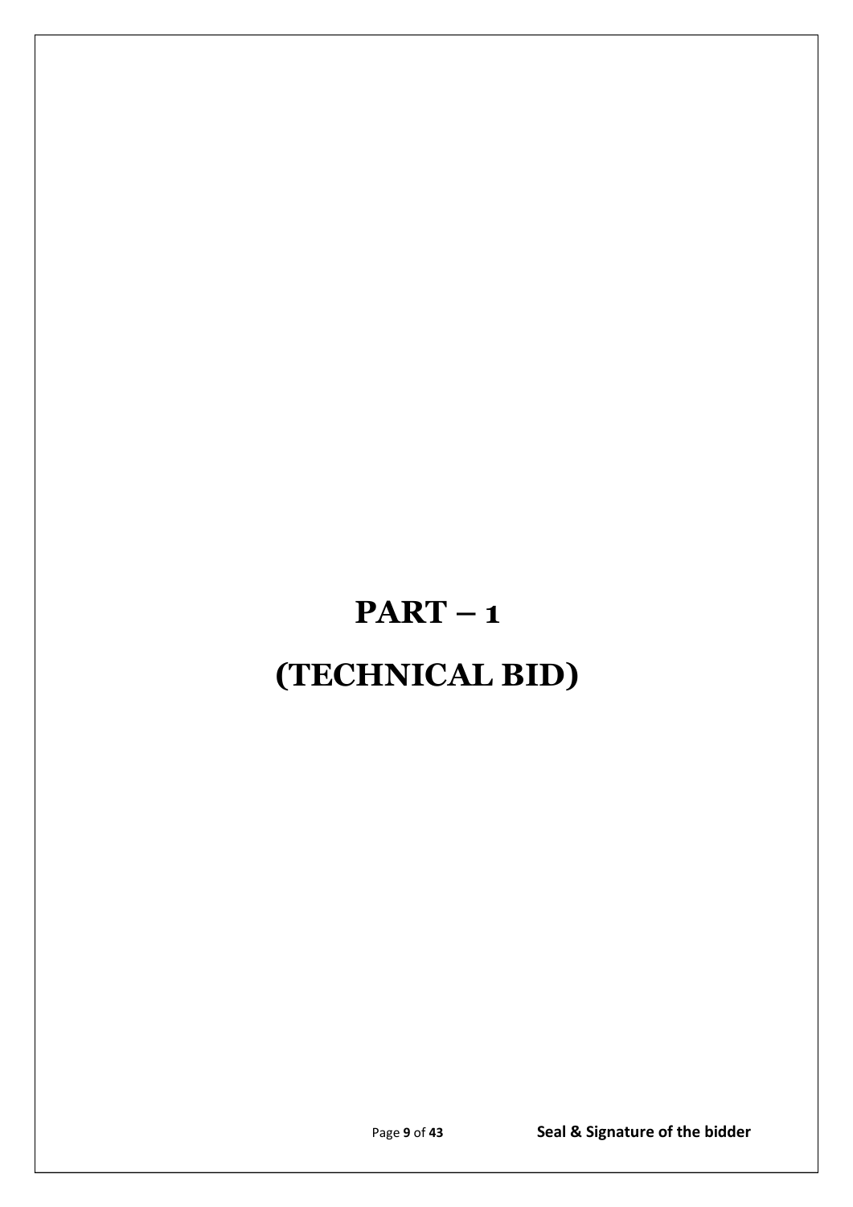# PART – 1

# (TECHNICAL BID)

**Seal & Signature of the bidder**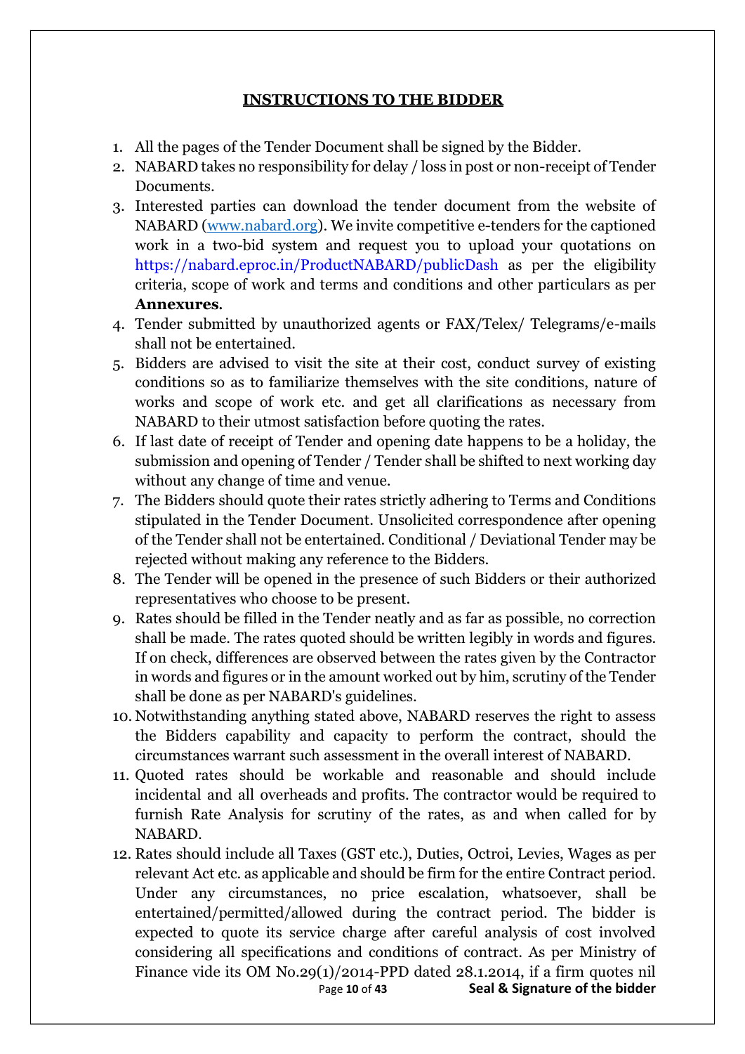## INSTRUCTIONS TO THE BIDDER

1. All the pages of the Tender Document shall be signed by the Bidder.
2. NABARD takes no responsibility for delay / loss in post or non-receipt of Tender Documents.
3. Interested parties can download the tender document from the website of NABARD ([www.nabard.org](http://www.nabard.org)). We invite competitive e-tenders for the captioned work in a two-bid system and request you to upload your quotations on https://nabard.eproc.in/ProductNABARD/publicDash as per the eligibility criteria, scope of work and terms and conditions and other particulars as per **Annexures**.
4. Tender submitted by unauthorized agents or FAX/Telex/ Telegrams/e-mails shall not be entertained.
5. Bidders are advised to visit the site at their cost, conduct survey of existing conditions so as to familiarize themselves with the site conditions, nature of works and scope of work etc. and get all clarifications as necessary from NABARD to their utmost satisfaction before quoting the rates.
6. If last date of receipt of Tender and opening date happens to be a holiday, the submission and opening of Tender / Tender shall be shifted to next working day without any change of time and venue.
7. The Bidders should quote their rates strictly adhering to Terms and Conditions stipulated in the Tender Document. Unsolicited correspondence after opening of the Tender shall not be entertained. Conditional / Deviational Tender may be rejected without making any reference to the Bidders.
8. The Tender will be opened in the presence of such Bidders or their authorized representatives who choose to be present.
9. Rates should be filled in the Tender neatly and as far as possible, no correction shall be made. The rates quoted should be written legibly in words and figures. If on check, differences are observed between the rates given by the Contractor in words and figures or in the amount worked out by him, scrutiny of the Tender shall be done as per NABARD's guidelines.
10. Notwithstanding anything stated above, NABARD reserves the right to assess the Bidders capability and capacity to perform the contract, should the circumstances warrant such assessment in the overall interest of NABARD.
11. Quoted rates should be workable and reasonable and should include incidental and all overheads and profits. The contractor would be required to furnish Rate Analysis for scrutiny of the rates, as and when called for by NABARD.
12. Rates should include all Taxes (GST etc.), Duties, Octroi, Levies, Wages as per relevant Act etc. as applicable and should be firm for the entire Contract period. Under any circumstances, no price escalation, whatsoever, shall be entertained/permitted/allowed during the contract period. The bidder is expected to quote its service charge after careful analysis of cost involved considering all specifications and conditions of contract. As per Ministry of Finance vide its OM No.29(1)/2014-PPD dated 28.1.2014, if a firm quotes nil

**Seal & Signature of the bidder**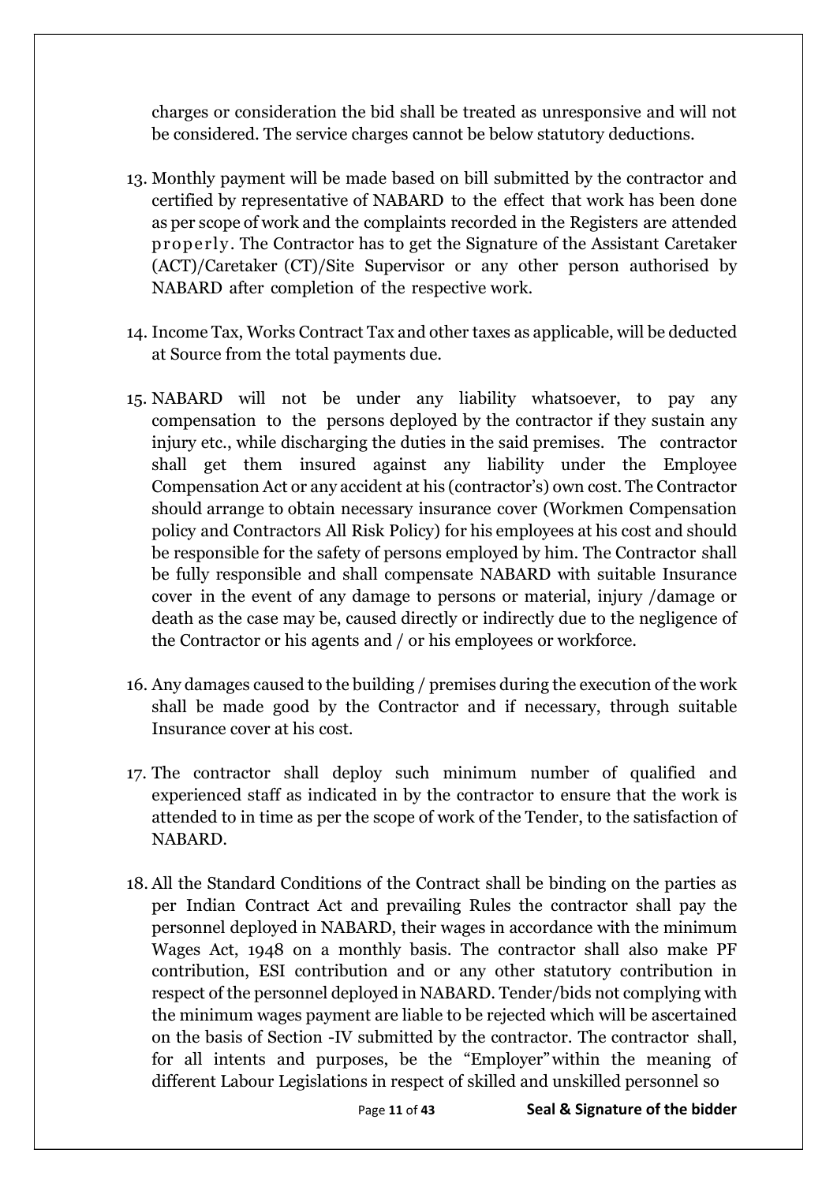charges or consideration the bid shall be treated as unresponsive and will not be considered. The service charges cannot be below statutory deductions.

13. Monthly payment will be made based on bill submitted by the contractor and certified by representative of NABARD to the effect that work has been done as per scope of work and the complaints recorded in the Registers are attended properly. The Contractor has to get the Signature of the Assistant Caretaker (ACT)/Caretaker (CT)/Site Supervisor or any other person authorised by NABARD after completion of the respective work.

14. Income Tax, Works Contract Tax and other taxes as applicable, will be deducted at Source from the total payments due.

15. NABARD will not be under any liability whatsoever, to pay any compensation to the persons deployed by the contractor if they sustain any injury etc., while discharging the duties in the said premises. The contractor shall get them insured against any liability under the Employee Compensation Act or any accident at his (contractor's) own cost. The Contractor should arrange to obtain necessary insurance cover (Workmen Compensation policy and Contractors All Risk Policy) for his employees at his cost and should be responsible for the safety of persons employed by him. The Contractor shall be fully responsible and shall compensate NABARD with suitable Insurance cover in the event of any damage to persons or material, injury /damage or death as the case may be, caused directly or indirectly due to the negligence of the Contractor or his agents and / or his employees or workforce.

16. Any damages caused to the building / premises during the execution of the work shall be made good by the Contractor and if necessary, through suitable Insurance cover at his cost.

17. The contractor shall deploy such minimum number of qualified and experienced staff as indicated in by the contractor to ensure that the work is attended to in time as per the scope of work of the Tender, to the satisfaction of NABARD.

18. All the Standard Conditions of the Contract shall be binding on the parties as per Indian Contract Act and prevailing Rules the contractor shall pay the personnel deployed in NABARD, their wages in accordance with the minimum Wages Act, 1948 on a monthly basis. The contractor shall also make PF contribution, ESI contribution and or any other statutory contribution in respect of the personnel deployed in NABARD. Tender/bids not complying with the minimum wages payment are liable to be rejected which will be ascertained on the basis of Section -IV submitted by the contractor. The contractor shall, for all intents and purposes, be the "Employer" within the meaning of different Labour Legislations in respect of skilled and unskilled personnel so

**Seal & Signature of the bidder**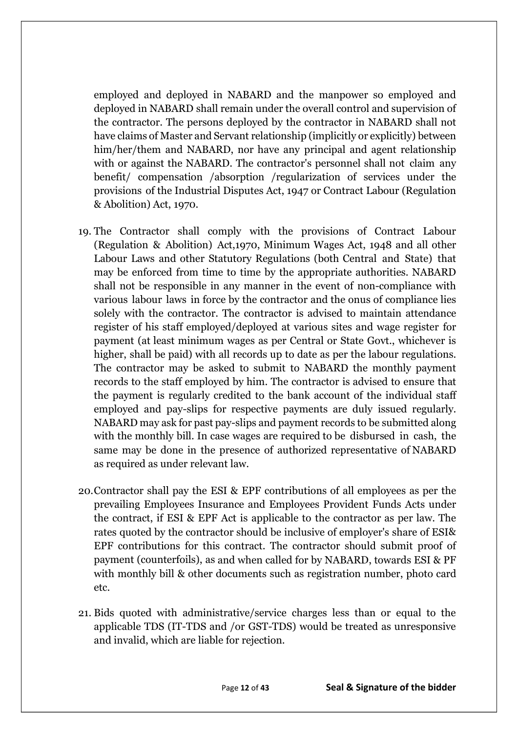employed and deployed in NABARD and the manpower so employed and deployed in NABARD shall remain under the overall control and supervision of the contractor. The persons deployed by the contractor in NABARD shall not have claims of Master and Servant relationship (implicitly or explicitly) between him/her/them and NABARD, nor have any principal and agent relationship with or against the NABARD. The contractor's personnel shall not claim any benefit/ compensation /absorption /regularization of services under the provisions of the Industrial Disputes Act, 1947 or Contract Labour (Regulation & Abolition) Act, 1970.

19. The Contractor shall comply with the provisions of Contract Labour (Regulation & Abolition) Act,1970, Minimum Wages Act, 1948 and all other Labour Laws and other Statutory Regulations (both Central and State) that may be enforced from time to time by the appropriate authorities. NABARD shall not be responsible in any manner in the event of non-compliance with various labour laws in force by the contractor and the onus of compliance lies solely with the contractor. The contractor is advised to maintain attendance register of his staff employed/deployed at various sites and wage register for payment (at least minimum wages as per Central or State Govt., whichever is higher, shall be paid) with all records up to date as per the labour regulations. The contractor may be asked to submit to NABARD the monthly payment records to the staff employed by him. The contractor is advised to ensure that the payment is regularly credited to the bank account of the individual staff employed and pay-slips for respective payments are duly issued regularly. NABARD may ask for past pay-slips and payment records to be submitted along with the monthly bill. In case wages are required to be disbursed in cash, the same may be done in the presence of authorized representative of NABARD as required as under relevant law.

20. Contractor shall pay the ESI & EPF contributions of all employees as per the prevailing Employees Insurance and Employees Provident Funds Acts under the contract, if ESI & EPF Act is applicable to the contractor as per law. The rates quoted by the contractor should be inclusive of employer's share of ESI& EPF contributions for this contract. The contractor should submit proof of payment (counterfoils), as and when called for by NABARD, towards ESI & PF with monthly bill & other documents such as registration number, photo card etc.

21. Bids quoted with administrative/service charges less than or equal to the applicable TDS (IT-TDS and /or GST-TDS) would be treated as unresponsive and invalid, which are liable for rejection.

**Seal & Signature of the bidder**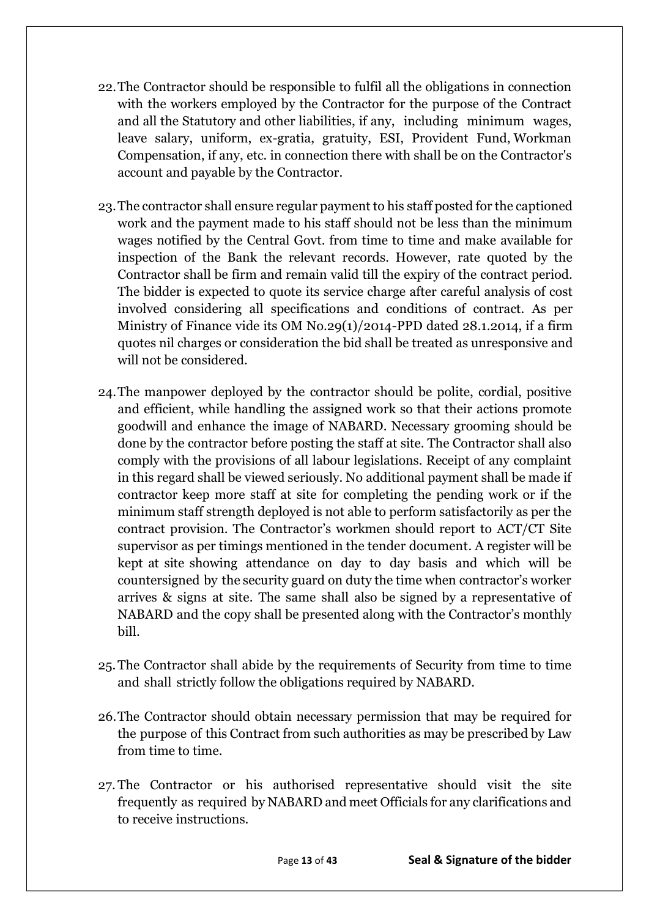22. The Contractor should be responsible to fulfil all the obligations in connection with the workers employed by the Contractor for the purpose of the Contract and all the Statutory and other liabilities, if any, including minimum wages, leave salary, uniform, ex-gratia, gratuity, ESI, Provident Fund, Workman Compensation, if any, etc. in connection there with shall be on the Contractor's account and payable by the Contractor.

23. The contractor shall ensure regular payment to his staff posted for the captioned work and the payment made to his staff should not be less than the minimum wages notified by the Central Govt. from time to time and make available for inspection of the Bank the relevant records. However, rate quoted by the Contractor shall be firm and remain valid till the expiry of the contract period. The bidder is expected to quote its service charge after careful analysis of cost involved considering all specifications and conditions of contract. As per Ministry of Finance vide its OM No.29(1)/2014-PPD dated 28.1.2014, if a firm quotes nil charges or consideration the bid shall be treated as unresponsive and will not be considered.

24. The manpower deployed by the contractor should be polite, cordial, positive and efficient, while handling the assigned work so that their actions promote goodwill and enhance the image of NABARD. Necessary grooming should be done by the contractor before posting the staff at site. The Contractor shall also comply with the provisions of all labour legislations. Receipt of any complaint in this regard shall be viewed seriously. No additional payment shall be made if contractor keep more staff at site for completing the pending work or if the minimum staff strength deployed is not able to perform satisfactorily as per the contract provision. The Contractor's workmen should report to ACT/CT Site supervisor as per timings mentioned in the tender document. A register will be kept at site showing attendance on day to day basis and which will be countersigned by the security guard on duty the time when contractor's worker arrives & signs at site. The same shall also be signed by a representative of NABARD and the copy shall be presented along with the Contractor's monthly bill.

25. The Contractor shall abide by the requirements of Security from time to time and shall strictly follow the obligations required by NABARD.

26. The Contractor should obtain necessary permission that may be required for the purpose of this Contract from such authorities as may be prescribed by Law from time to time.

27. The Contractor or his authorised representative should visit the site frequently as required by NABARD and meet Officials for any clarifications and to receive instructions.

**Seal & Signature of the bidder**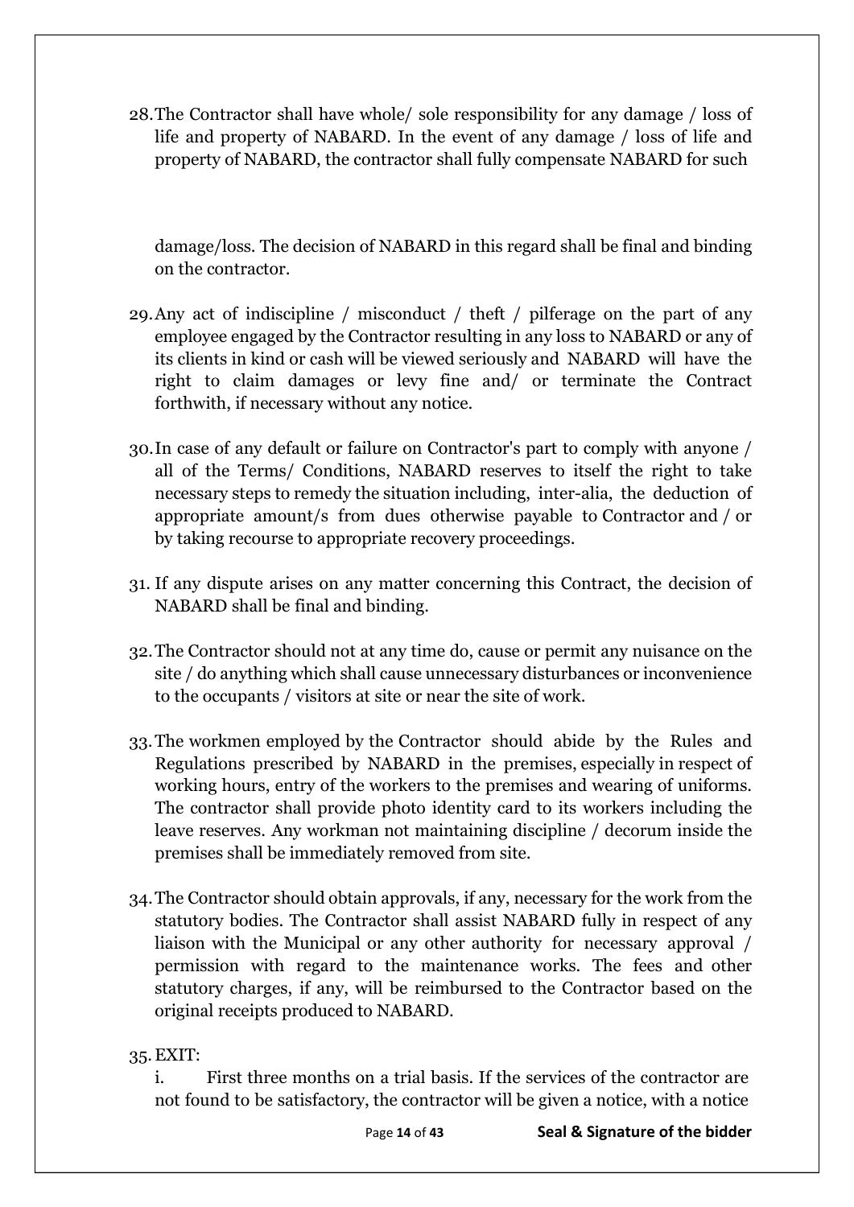28. The Contractor shall have whole/ sole responsibility for any damage / loss of life and property of NABARD. In the event of any damage / loss of life and property of NABARD, the contractor shall fully compensate NABARD for such damage/loss. The decision of NABARD in this regard shall be final and binding on the contractor.

29. Any act of indiscipline / misconduct / theft / pilferage on the part of any employee engaged by the Contractor resulting in any loss to NABARD or any of its clients in kind or cash will be viewed seriously and NABARD will have the right to claim damages or levy fine and/ or terminate the Contract forthwith, if necessary without any notice.

30. In case of any default or failure on Contractor's part to comply with anyone / all of the Terms/ Conditions, NABARD reserves to itself the right to take necessary steps to remedy the situation including, inter-alia, the deduction of appropriate amount/s from dues otherwise payable to Contractor and / or by taking recourse to appropriate recovery proceedings.

31. If any dispute arises on any matter concerning this Contract, the decision of NABARD shall be final and binding.

32. The Contractor should not at any time do, cause or permit any nuisance on the site / do anything which shall cause unnecessary disturbances or inconvenience to the occupants / visitors at site or near the site of work.

33. The workmen employed by the Contractor should abide by the Rules and Regulations prescribed by NABARD in the premises, especially in respect of working hours, entry of the workers to the premises and wearing of uniforms. The contractor shall provide photo identity card to its workers including the leave reserves. Any workman not maintaining discipline / decorum inside the premises shall be immediately removed from site.

34. The Contractor should obtain approvals, if any, necessary for the work from the statutory bodies. The Contractor shall assist NABARD fully in respect of any liaison with the Municipal or any other authority for necessary approval / permission with regard to the maintenance works. The fees and other statutory charges, if any, will be reimbursed to the Contractor based on the original receipts produced to NABARD.

35. EXIT:

    i. First three months on a trial basis. If the services of the contractor are not found to be satisfactory, the contractor will be given a notice, with a notice

**Seal & Signature of the bidder**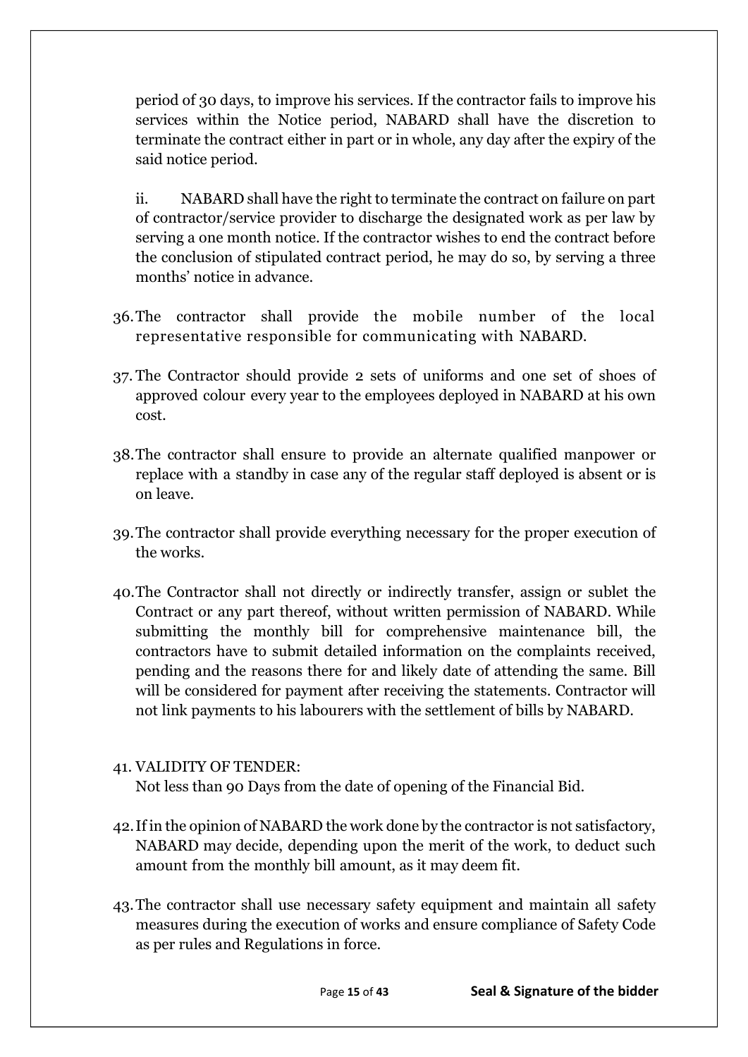period of 30 days, to improve his services. If the contractor fails to improve his services within the Notice period, NABARD shall have the discretion to terminate the contract either in part or in whole, any day after the expiry of the said notice period.

ii. NABARD shall have the right to terminate the contract on failure on part of contractor/service provider to discharge the designated work as per law by serving a one month notice. If the contractor wishes to end the contract before the conclusion of stipulated contract period, he may do so, by serving a three months' notice in advance.

36. The contractor shall provide the mobile number of the local representative responsible for communicating with NABARD.

37. The Contractor should provide 2 sets of uniforms and one set of shoes of approved colour every year to the employees deployed in NABARD at his own cost.

38. The contractor shall ensure to provide an alternate qualified manpower or replace with a standby in case any of the regular staff deployed is absent or is on leave.

39. The contractor shall provide everything necessary for the proper execution of the works.

40. The Contractor shall not directly or indirectly transfer, assign or sublet the Contract or any part thereof, without written permission of NABARD. While submitting the monthly bill for comprehensive maintenance bill, the contractors have to submit detailed information on the complaints received, pending and the reasons there for and likely date of attending the same. Bill will be considered for payment after receiving the statements. Contractor will not link payments to his labourers with the settlement of bills by NABARD.

41. VALIDITY OF TENDER:
Not less than 90 Days from the date of opening of the Financial Bid.

42. If in the opinion of NABARD the work done by the contractor is not satisfactory, NABARD may decide, depending upon the merit of the work, to deduct such amount from the monthly bill amount, as it may deem fit.

43. The contractor shall use necessary safety equipment and maintain all safety measures during the execution of works and ensure compliance of Safety Code as per rules and Regulations in force.

**Seal & Signature of the bidder**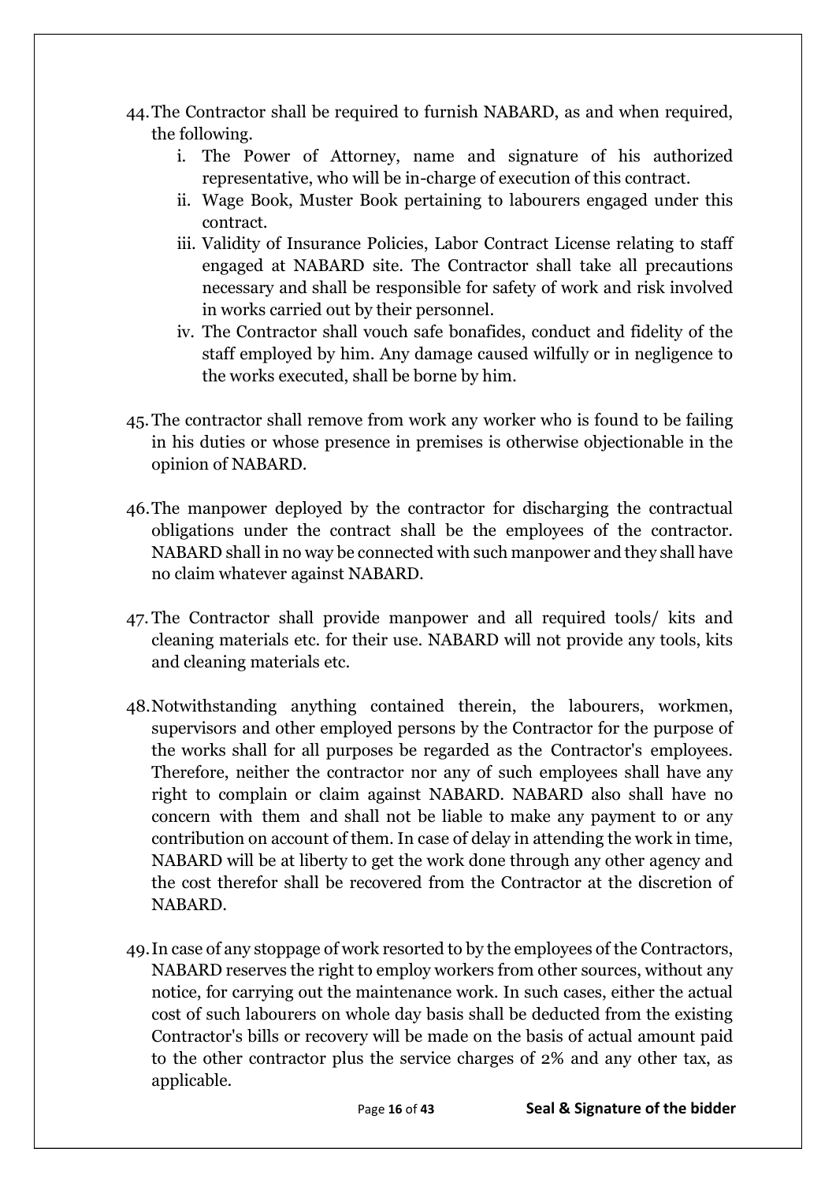44. The Contractor shall be required to furnish NABARD, as and when required, the following.
    i. The Power of Attorney, name and signature of his authorized representative, who will be in-charge of execution of this contract.
    ii. Wage Book, Muster Book pertaining to labourers engaged under this contract.
    iii. Validity of Insurance Policies, Labor Contract License relating to staff engaged at NABARD site. The Contractor shall take all precautions necessary and shall be responsible for safety of work and risk involved in works carried out by their personnel.
    iv. The Contractor shall vouch safe bonafides, conduct and fidelity of the staff employed by him. Any damage caused wilfully or in negligence to the works executed, shall be borne by him.

45. The contractor shall remove from work any worker who is found to be failing in his duties or whose presence in premises is otherwise objectionable in the opinion of NABARD.

46. The manpower deployed by the contractor for discharging the contractual obligations under the contract shall be the employees of the contractor. NABARD shall in no way be connected with such manpower and they shall have no claim whatever against NABARD.

47. The Contractor shall provide manpower and all required tools/ kits and cleaning materials etc. for their use. NABARD will not provide any tools, kits and cleaning materials etc.

48. Notwithstanding anything contained therein, the labourers, workmen, supervisors and other employed persons by the Contractor for the purpose of the works shall for all purposes be regarded as the Contractor's employees. Therefore, neither the contractor nor any of such employees shall have any right to complain or claim against NABARD. NABARD also shall have no concern with them and shall not be liable to make any payment to or any contribution on account of them. In case of delay in attending the work in time, NABARD will be at liberty to get the work done through any other agency and the cost therefor shall be recovered from the Contractor at the discretion of NABARD.

49. In case of any stoppage of work resorted to by the employees of the Contractors, NABARD reserves the right to employ workers from other sources, without any notice, for carrying out the maintenance work. In such cases, either the actual cost of such labourers on whole day basis shall be deducted from the existing Contractor's bills or recovery will be made on the basis of actual amount paid to the other contractor plus the service charges of 2% and any other tax, as applicable.

**Seal & Signature of the bidder**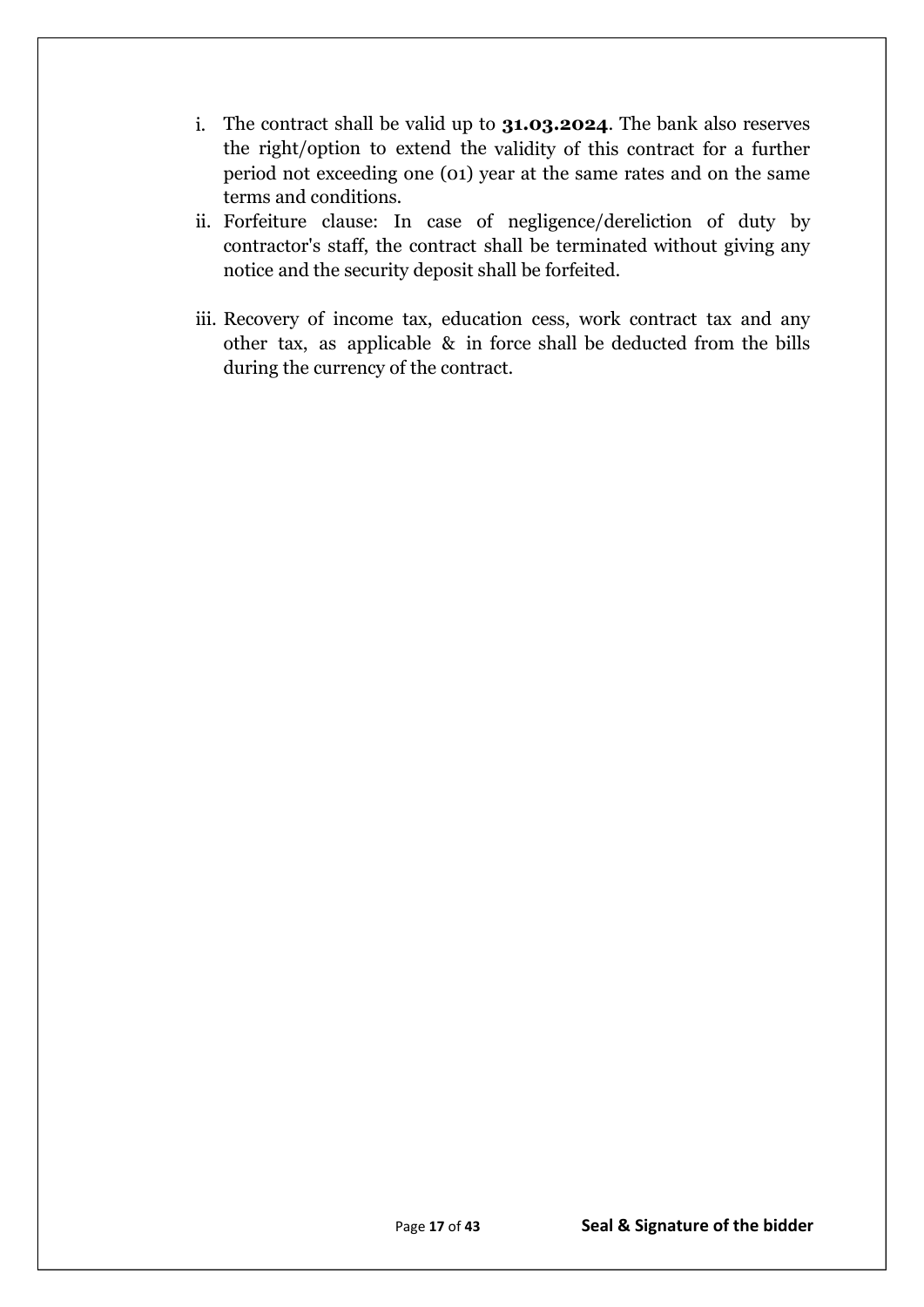i. The contract shall be valid up to **31.03.2024**. The bank also reserves the right/option to extend the validity of this contract for a further period not exceeding one (01) year at the same rates and on the same terms and conditions.

ii. Forfeiture clause: In case of negligence/dereliction of duty by contractor's staff, the contract shall be terminated without giving any notice and the security deposit shall be forfeited.

iii. Recovery of income tax, education cess, work contract tax and any other tax, as applicable & in force shall be deducted from the bills during the currency of the contract.

**Seal & Signature of the bidder**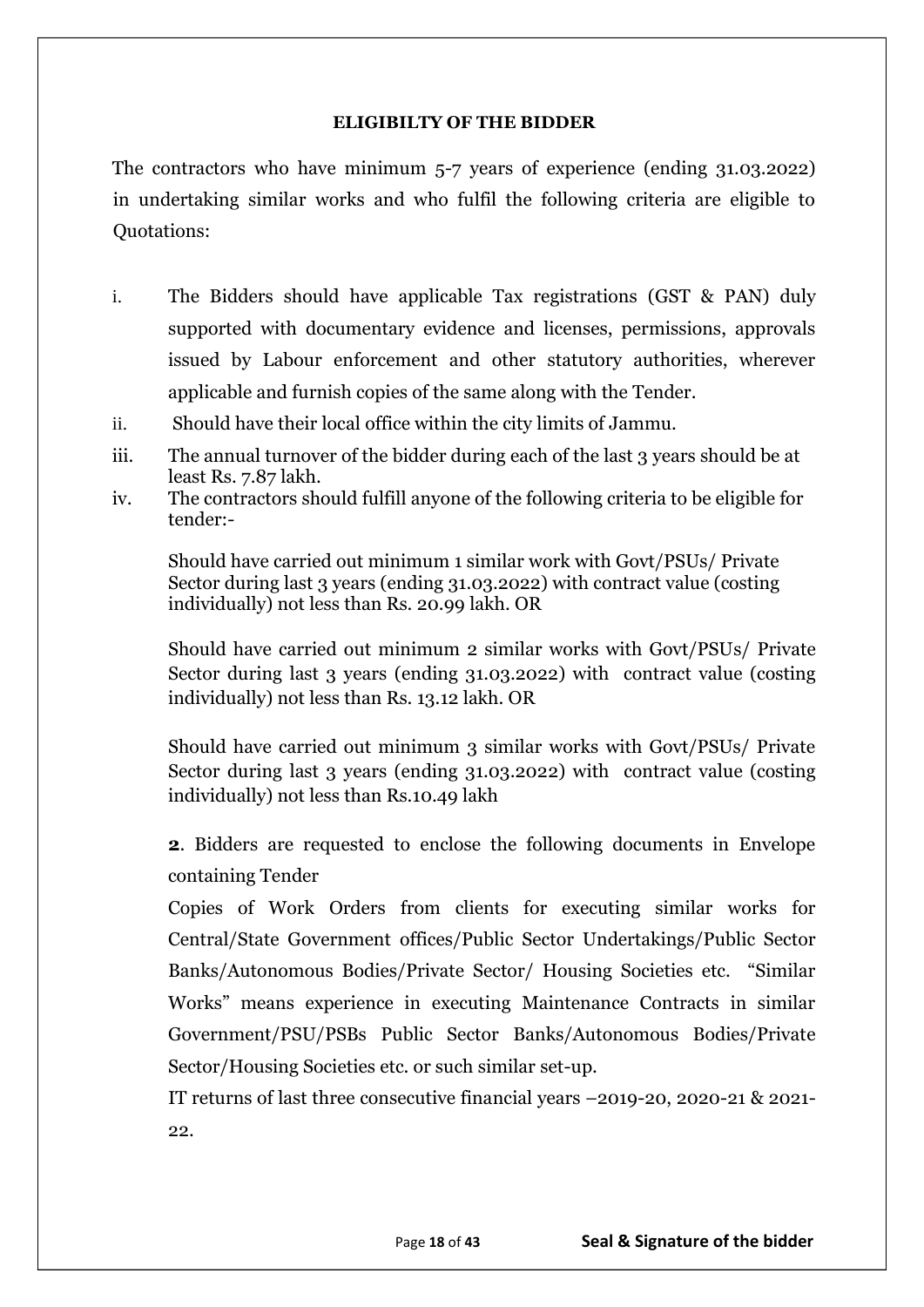## ELIGIBILTY OF THE BIDDER

The contractors who have minimum 5-7 years of experience (ending 31.03.2022) in undertaking similar works and who fulfil the following criteria are eligible to Quotations:

i. The Bidders should have applicable Tax registrations (GST & PAN) duly supported with documentary evidence and licenses, permissions, approvals issued by Labour enforcement and other statutory authorities, wherever applicable and furnish copies of the same along with the Tender.

ii. Should have their local office within the city limits of Jammu.

iii. The annual turnover of the bidder during each of the last 3 years should be at least Rs. 7.87 lakh.

iv. The contractors should fulfill anyone of the following criteria to be eligible for tender:-

   Should have carried out minimum 1 similar work with Govt/PSUs/ Private Sector during last 3 years (ending 31.03.2022) with contract value (costing individually) not less than Rs. 20.99 lakh. OR

   Should have carried out minimum 2 similar works with Govt/PSUs/ Private Sector during last 3 years (ending 31.03.2022) with contract value (costing individually) not less than Rs. 13.12 lakh. OR

   Should have carried out minimum 3 similar works with Govt/PSUs/ Private Sector during last 3 years (ending 31.03.2022) with contract value (costing individually) not less than Rs.10.49 lakh

   **2**. Bidders are requested to enclose the following documents in Envelope containing Tender

   Copies of Work Orders from clients for executing similar works for Central/State Government offices/Public Sector Undertakings/Public Sector Banks/Autonomous Bodies/Private Sector/ Housing Societies etc. "Similar Works" means experience in executing Maintenance Contracts in similar Government/PSU/PSBs Public Sector Banks/Autonomous Bodies/Private Sector/Housing Societies etc. or such similar set-up.

   IT returns of last three consecutive financial years –2019-20, 2020-21 & 2021-22.

**Seal & Signature of the bidder**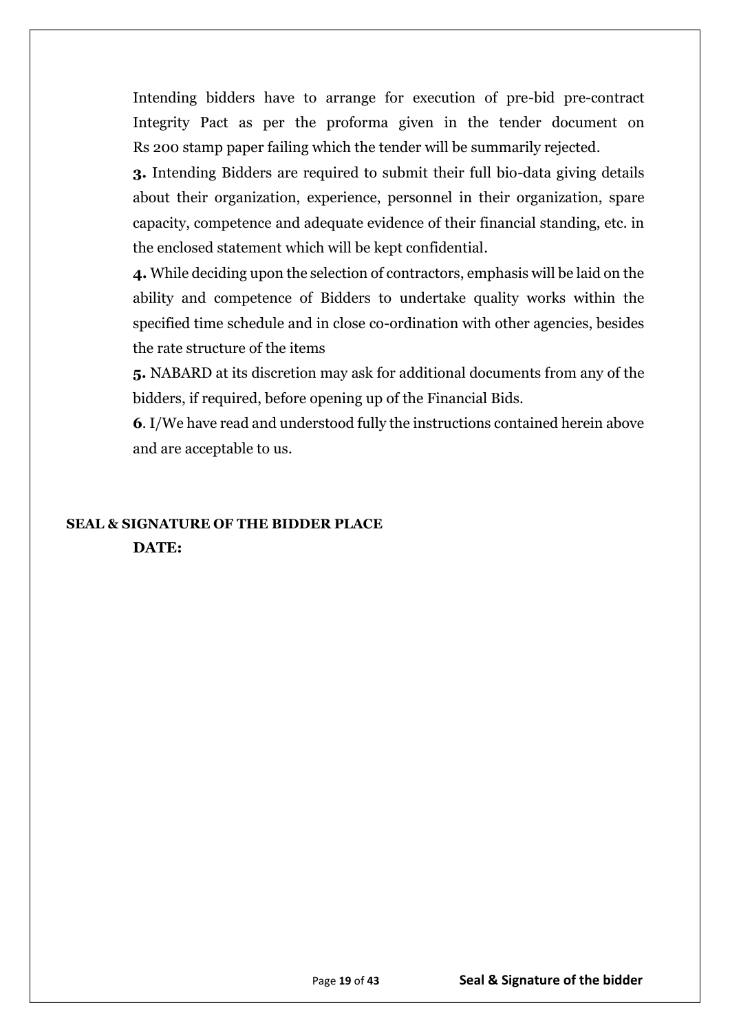Intending bidders have to arrange for execution of pre-bid pre-contract Integrity Pact as per the proforma given in the tender document on Rs 200 stamp paper failing which the tender will be summarily rejected.

**3.** Intending Bidders are required to submit their full bio-data giving details about their organization, experience, personnel in their organization, spare capacity, competence and adequate evidence of their financial standing, etc. in the enclosed statement which will be kept confidential.

**4.** While deciding upon the selection of contractors, emphasis will be laid on the ability and competence of Bidders to undertake quality works within the specified time schedule and in close co-ordination with other agencies, besides the rate structure of the items

**5.** NABARD at its discretion may ask for additional documents from any of the bidders, if required, before opening up of the Financial Bids.

**6**. I/We have read and understood fully the instructions contained herein above and are acceptable to us.

**SEAL & SIGNATURE OF THE BIDDER PLACE**

**DATE:**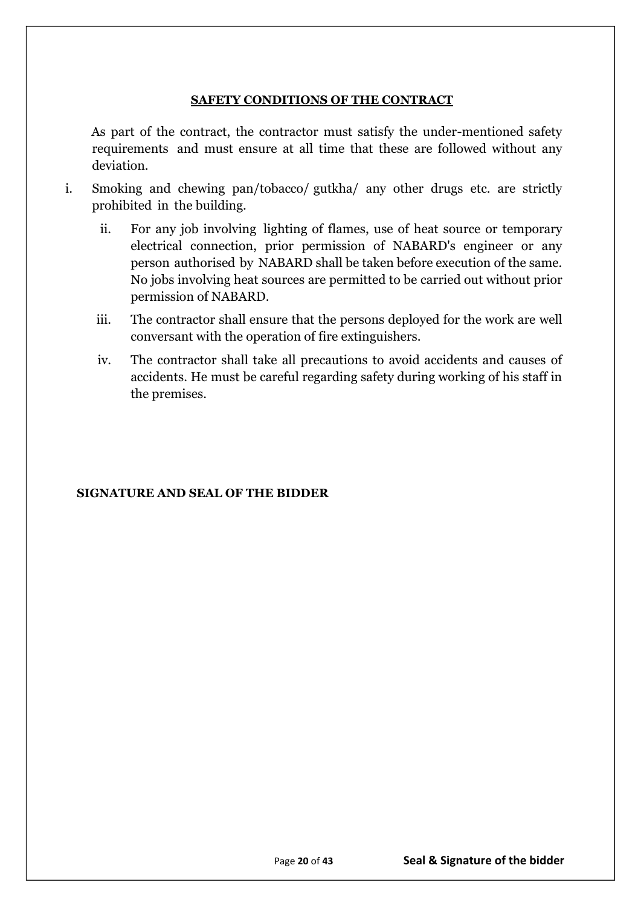## SAFETY CONDITIONS OF THE CONTRACT

As part of the contract, the contractor must satisfy the under-mentioned safety requirements and must ensure at all time that these are followed without any deviation.

i. Smoking and chewing pan/tobacco/ gutkha/ any other drugs etc. are strictly prohibited in the building.

ii. For any job involving lighting of flames, use of heat source or temporary electrical connection, prior permission of NABARD's engineer or any person authorised by NABARD shall be taken before execution of the same. No jobs involving heat sources are permitted to be carried out without prior permission of NABARD.

iii. The contractor shall ensure that the persons deployed for the work are well conversant with the operation of fire extinguishers.

iv. The contractor shall take all precautions to avoid accidents and causes of accidents. He must be careful regarding safety during working of his staff in the premises.

**SIGNATURE AND SEAL OF THE BIDDER**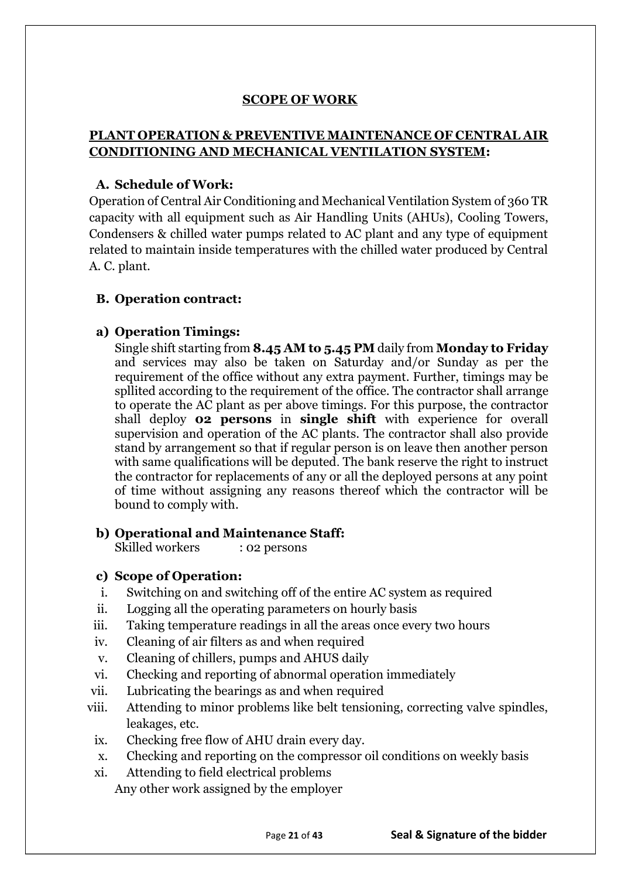## SCOPE OF WORK

## PLANT OPERATION & PREVENTIVE MAINTENANCE OF CENTRAL AIR CONDITIONING AND MECHANICAL VENTILATION SYSTEM:

### A. Schedule of Work:

Operation of Central Air Conditioning and Mechanical Ventilation System of 360 TR capacity with all equipment such as Air Handling Units (AHUs), Cooling Towers, Condensers & chilled water pumps related to AC plant and any type of equipment related to maintain inside temperatures with the chilled water produced by Central A. C. plant.

### B. Operation contract:

#### a) Operation Timings:

Single shift starting from **8.45 AM to 5.45 PM** daily from **Monday to Friday** and services may also be taken on Saturday and/or Sunday as per the requirement of the office without any extra payment. Further, timings may be spllited according to the requirement of the office. The contractor shall arrange to operate the AC plant as per above timings. For this purpose, the contractor shall deploy **02 persons** in **single shift** with experience for overall supervision and operation of the AC plants. The contractor shall also provide stand by arrangement so that if regular person is on leave then another person with same qualifications will be deputed. The bank reserve the right to instruct the contractor for replacements of any or all the deployed persons at any point of time without assigning any reasons thereof which the contractor will be bound to comply with.

#### b) Operational and Maintenance Staff:

Skilled workers : 02 persons

#### c) Scope of Operation:

i. Switching on and switching off of the entire AC system as required
ii. Logging all the operating parameters on hourly basis
iii. Taking temperature readings in all the areas once every two hours
iv. Cleaning of air filters as and when required
v. Cleaning of chillers, pumps and AHUS daily
vi. Checking and reporting of abnormal operation immediately
vii. Lubricating the bearings as and when required
viii. Attending to minor problems like belt tensioning, correcting valve spindles, leakages, etc.
ix. Checking free flow of AHU drain every day.
x. Checking and reporting on the compressor oil conditions on weekly basis
xi. Attending to field electrical problems

Any other work assigned by the employer

**Seal & Signature of the bidder**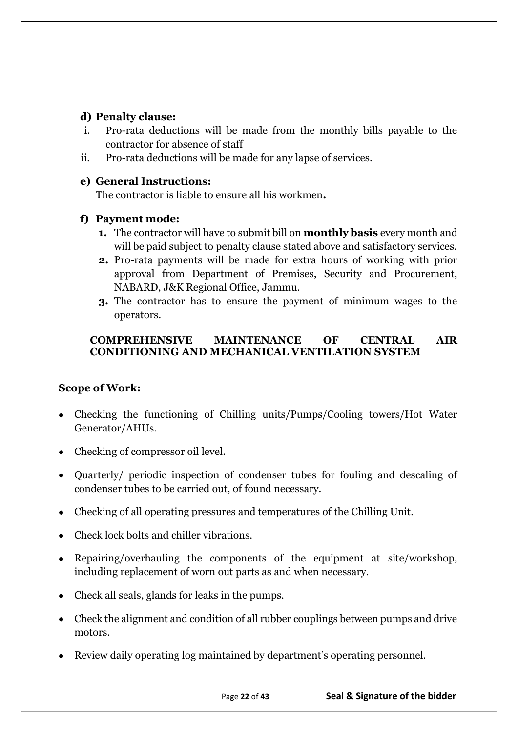**d) Penalty clause:**

i. Pro-rata deductions will be made from the monthly bills payable to the contractor for absence of staff

ii. Pro-rata deductions will be made for any lapse of services.

**e) General Instructions:**

The contractor is liable to ensure all his workmen**.**

**f) Payment mode:**

1. The contractor will have to submit bill on **monthly basis** every month and will be paid subject to penalty clause stated above and satisfactory services.
2. Pro-rata payments will be made for extra hours of working with prior approval from Department of Premises, Security and Procurement, NABARD, J&K Regional Office, Jammu.
3. The contractor has to ensure the payment of minimum wages to the operators.

**COMPREHENSIVE MAINTENANCE OF CENTRAL AIR CONDITIONING AND MECHANICAL VENTILATION SYSTEM**

**Scope of Work:**

- Checking the functioning of Chilling units/Pumps/Cooling towers/Hot Water Generator/AHUs.
- Checking of compressor oil level.
- Quarterly/ periodic inspection of condenser tubes for fouling and descaling of condenser tubes to be carried out, of found necessary.
- Checking of all operating pressures and temperatures of the Chilling Unit.
- Check lock bolts and chiller vibrations.
- Repairing/overhauling the components of the equipment at site/workshop, including replacement of worn out parts as and when necessary.
- Check all seals, glands for leaks in the pumps.
- Check the alignment and condition of all rubber couplings between pumps and drive motors.
- Review daily operating log maintained by department's operating personnel.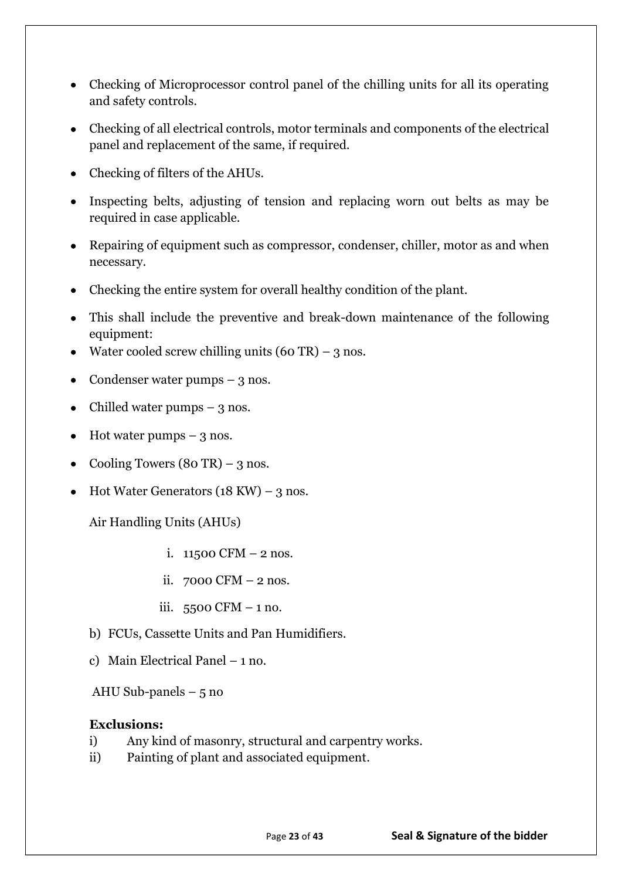- Checking of Microprocessor control panel of the chilling units for all its operating and safety controls.
- Checking of all electrical controls, motor terminals and components of the electrical panel and replacement of the same, if required.
- Checking of filters of the AHUs.
- Inspecting belts, adjusting of tension and replacing worn out belts as may be required in case applicable.
- Repairing of equipment such as compressor, condenser, chiller, motor as and when necessary.
- Checking the entire system for overall healthy condition of the plant.
- This shall include the preventive and break-down maintenance of the following equipment:
- Water cooled screw chilling units (60 TR) – 3 nos.
- Condenser water pumps – 3 nos.
- Chilled water pumps – 3 nos.
- Hot water pumps – 3 nos.
- Cooling Towers (80 TR) – 3 nos.
- Hot Water Generators (18 KW) – 3 nos.

Air Handling Units (AHUs)

i. 11500 CFM – 2 nos.

ii. 7000 CFM – 2 nos.

iii. 5500 CFM – 1 no.

b) FCUs, Cassette Units and Pan Humidifiers.

c) Main Electrical Panel – 1 no.

AHU Sub-panels – 5 no

**Exclusions:**

i) Any kind of masonry, structural and carpentry works.

ii) Painting of plant and associated equipment.

**Seal & Signature of the bidder**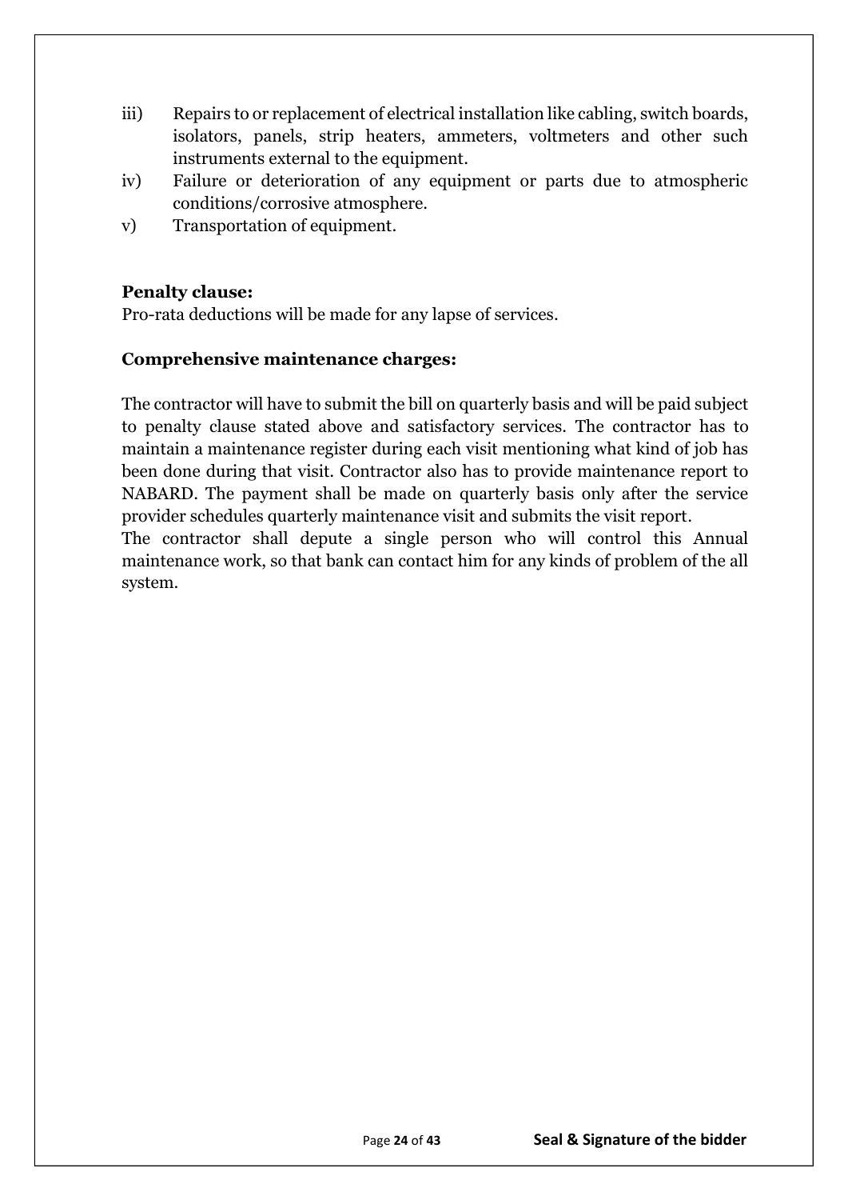iii) Repairs to or replacement of electrical installation like cabling, switch boards, isolators, panels, strip heaters, ammeters, voltmeters and other such instruments external to the equipment.

iv) Failure or deterioration of any equipment or parts due to atmospheric conditions/corrosive atmosphere.

v) Transportation of equipment.

**Penalty clause:**

Pro-rata deductions will be made for any lapse of services.

**Comprehensive maintenance charges:**

The contractor will have to submit the bill on quarterly basis and will be paid subject to penalty clause stated above and satisfactory services. The contractor has to maintain a maintenance register during each visit mentioning what kind of job has been done during that visit. Contractor also has to provide maintenance report to NABARD. The payment shall be made on quarterly basis only after the service provider schedules quarterly maintenance visit and submits the visit report.

The contractor shall depute a single person who will control this Annual maintenance work, so that bank can contact him for any kinds of problem of the all system.

**Seal & Signature of the bidder**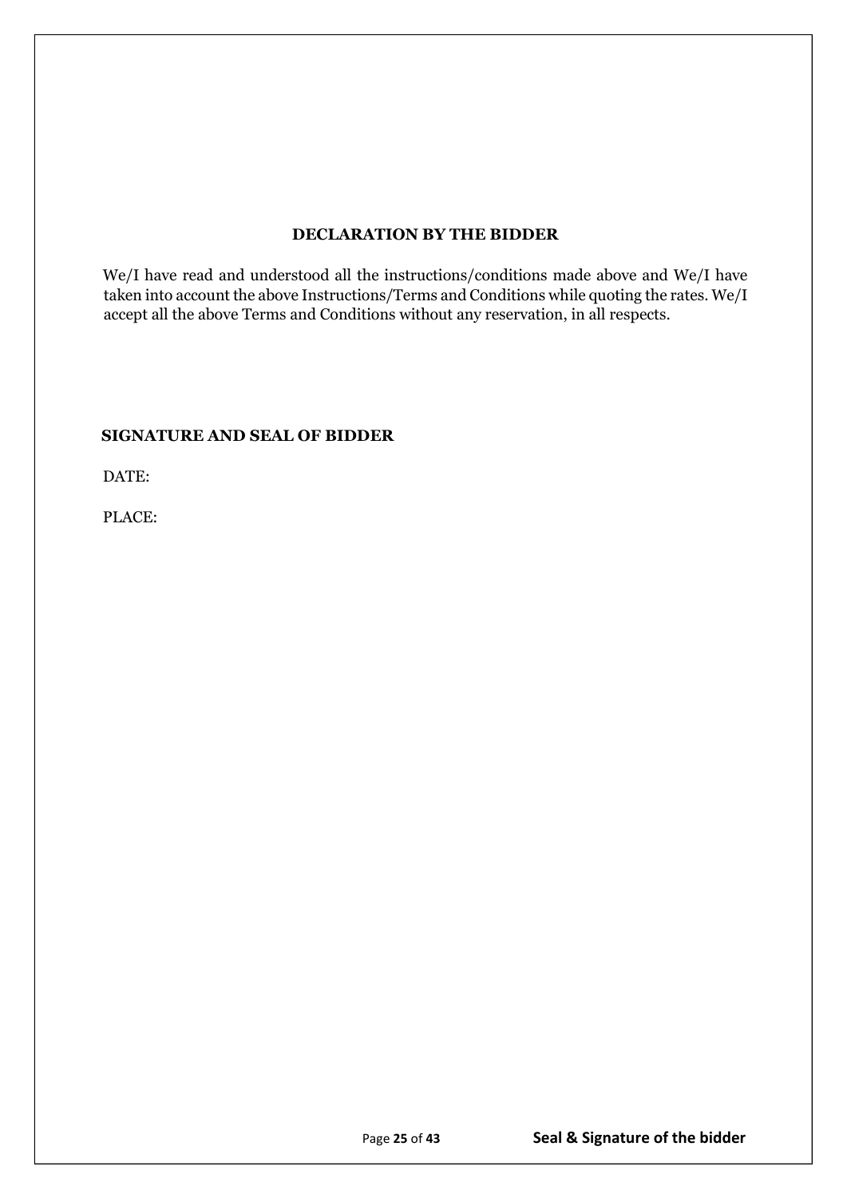## DECLARATION BY THE BIDDER

We/I have read and understood all the instructions/conditions made above and We/I have taken into account the above Instructions/Terms and Conditions while quoting the rates. We/I accept all the above Terms and Conditions without any reservation, in all respects.

**SIGNATURE AND SEAL OF BIDDER**

DATE:

PLACE:

**Seal & Signature of the bidder**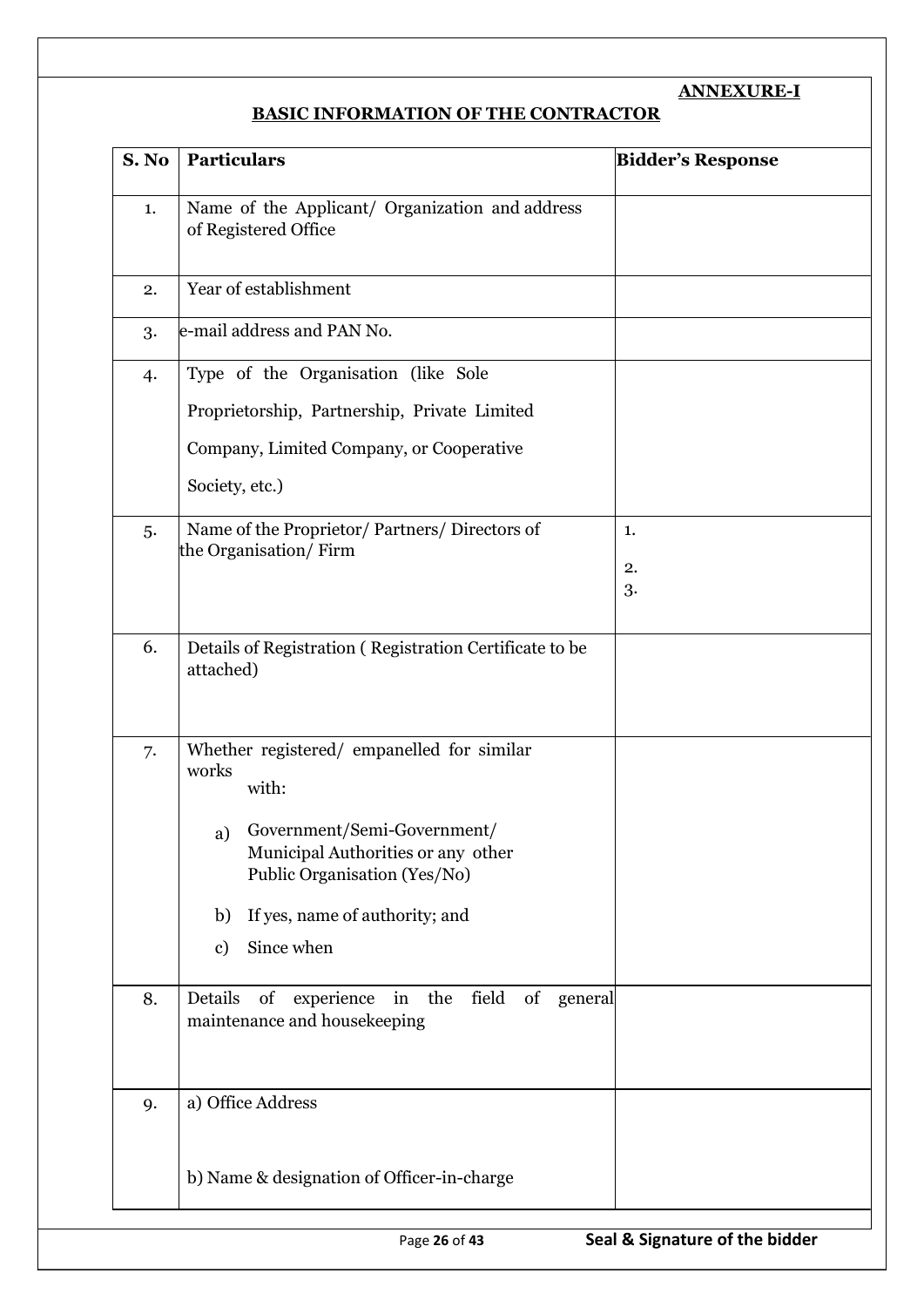**ANNEXURE-I**

## BASIC INFORMATION OF THE CONTRACTOR

| S. No | Particulars | Bidder's Response |
|---|---|---|
| 1. | Name of the Applicant/ Organization and address of Registered Office | |
| 2. | Year of establishment | |
| 3. | e-mail address and PAN No. | |
| 4. | Type of the Organisation (like Sole Proprietorship, Partnership, Private Limited Company, Limited Company, or Cooperative Society, etc.) | |
| 5. | Name of the Proprietor/ Partners/ Directors of the Organisation/ Firm | 1.<br>2.<br>3. |
| 6. | Details of Registration ( Registration Certificate to be attached) | |
| 7. | Whether registered/ empanelled for similar works with:<br>a) Government/Semi-Government/ Municipal Authorities or any other Public Organisation (Yes/No)<br>b) If yes, name of authority; and<br>c) Since when | |
| 8. | Details of experience in the field of general maintenance and housekeeping | |
| 9. | a) Office Address<br><br>b) Name & designation of Officer-in-charge | |

**Seal & Signature of the bidder**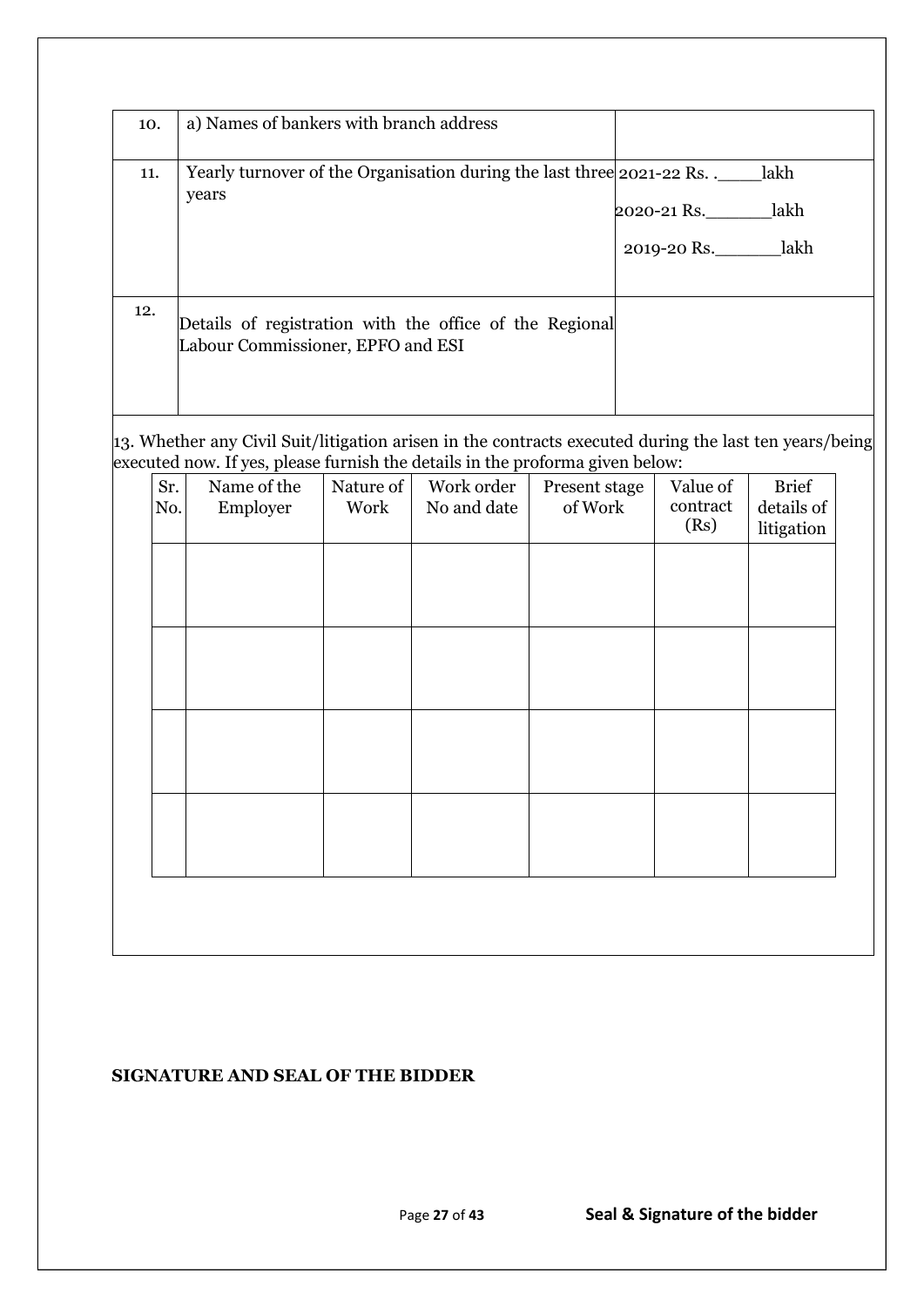| 10. | a) Names of bankers with branch address | |
|---|---|---|
| 11. | Yearly turnover of the Organisation during the last three years | 2021-22 Rs. .____lakh<br>2020-21 Rs.______lakh<br>2019-20 Rs.______lakh |
| 12. | Details of registration with the office of the Regional Labour Commissioner, EPFO and ESI | |

13. Whether any Civil Suit/litigation arisen in the contracts executed during the last ten years/being executed now. If yes, please furnish the details in the proforma given below:

| Sr. No. | Name of the Employer | Nature of Work | Work order No and date | Present stage of Work | Value of contract (Rs) | Brief details of litigation |
|---|---|---|---|---|---|---|
| | | | | | | |
| | | | | | | |
| | | | | | | |
| | | | | | | |

**SIGNATURE AND SEAL OF THE BIDDER**

**Seal & Signature of the bidder**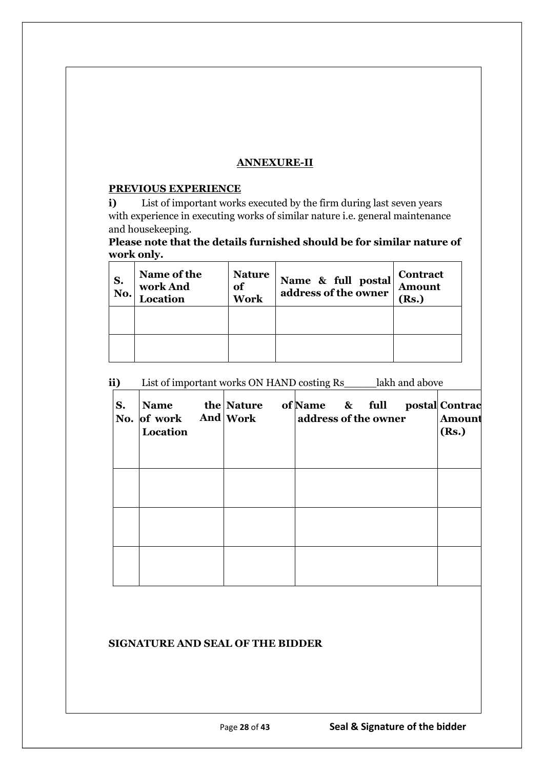## ANNEXURE-II

**PREVIOUS EXPERIENCE**

**i)** List of important works executed by the firm during last seven years with experience in executing works of similar nature i.e. general maintenance and housekeeping.

**Please note that the details furnished should be for similar nature of work only.**

| S. No. | Name of the work And Location | Nature of Work | Name & full postal address of the owner | Contract Amount (Rs.) |
|---|---|---|---|---|
| | | | | |
| | | | | |

**ii)** List of important works ON HAND costing Rs_____lakh and above

| S. No. | Name the of work And Location | Nature of Work | Name & full postal address of the owner | Contrac Amount (Rs.) |
|---|---|---|---|---|
| | | | | |
| | | | | |
| | | | | |

**SIGNATURE AND SEAL OF THE BIDDER**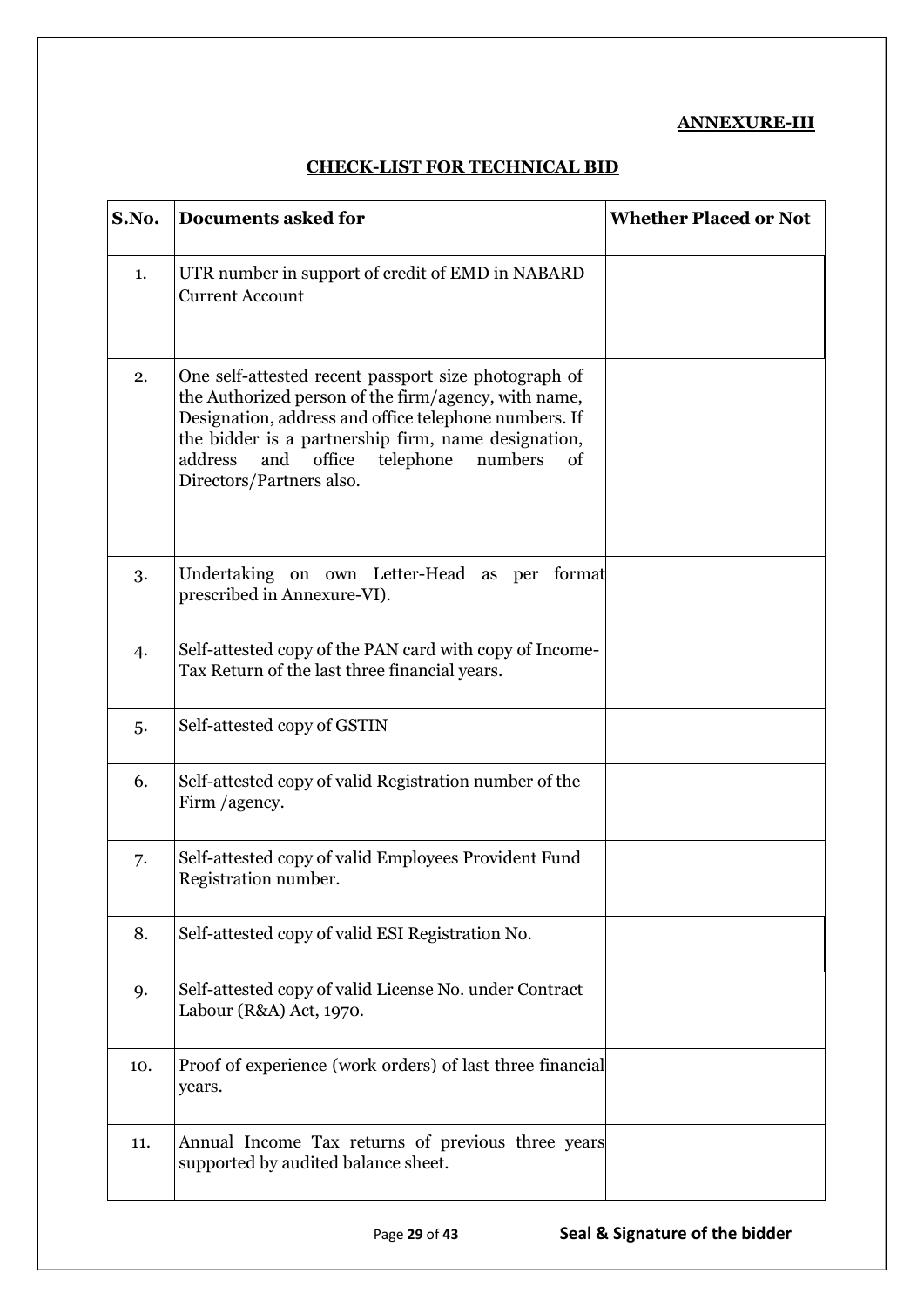**ANNEXURE-III**

**CHECK-LIST FOR TECHNICAL BID**

| S.No. | Documents asked for | Whether Placed or Not |
|---|---|---|
| 1. | UTR number in support of credit of EMD in NABARD Current Account | |
| 2. | One self-attested recent passport size photograph of the Authorized person of the firm/agency, with name, Designation, address and office telephone numbers. If the bidder is a partnership firm, name designation, address and office telephone numbers of Directors/Partners also. | |
| 3. | Undertaking on own Letter-Head as per format prescribed in Annexure-VI). | |
| 4. | Self-attested copy of the PAN card with copy of Income-Tax Return of the last three financial years. | |
| 5. | Self-attested copy of GSTIN | |
| 6. | Self-attested copy of valid Registration number of the Firm /agency. | |
| 7. | Self-attested copy of valid Employees Provident Fund Registration number. | |
| 8. | Self-attested copy of valid ESI Registration No. | |
| 9. | Self-attested copy of valid License No. under Contract Labour (R&A) Act, 1970. | |
| 10. | Proof of experience (work orders) of last three financial years. | |
| 11. | Annual Income Tax returns of previous three years supported by audited balance sheet. | |

**Seal & Signature of the bidder**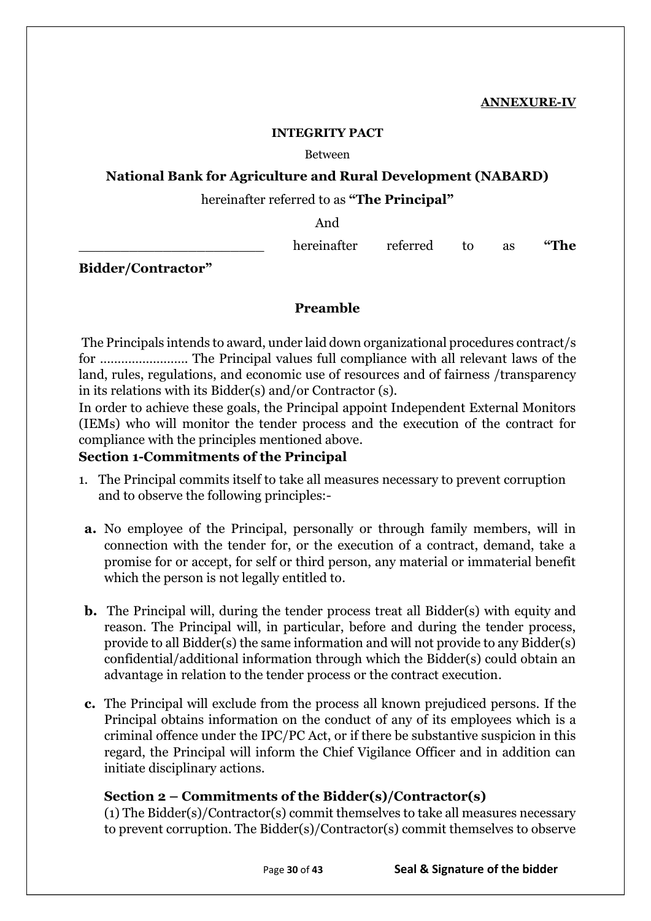**ANNEXURE-IV**

**INTEGRITY PACT**

Between

**National Bank for Agriculture and Rural Development (NABARD)**

hereinafter referred to as **"The Principal"**

And

________________________ hereinafter referred to as **"The Bidder/Contractor"**

## Preamble

The Principals intends to award, under laid down organizational procedures contract/s for ......................... The Principal values full compliance with all relevant laws of the land, rules, regulations, and economic use of resources and of fairness /transparency in its relations with its Bidder(s) and/or Contractor (s).

In order to achieve these goals, the Principal appoint Independent External Monitors (IEMs) who will monitor the tender process and the execution of the contract for compliance with the principles mentioned above.

**Section 1-Commitments of the Principal**

1. The Principal commits itself to take all measures necessary to prevent corruption and to observe the following principles:-

**a.** No employee of the Principal, personally or through family members, will in connection with the tender for, or the execution of a contract, demand, take a promise for or accept, for self or third person, any material or immaterial benefit which the person is not legally entitled to.

**b.** The Principal will, during the tender process treat all Bidder(s) with equity and reason. The Principal will, in particular, before and during the tender process, provide to all Bidder(s) the same information and will not provide to any Bidder(s) confidential/additional information through which the Bidder(s) could obtain an advantage in relation to the tender process or the contract execution.

**c.** The Principal will exclude from the process all known prejudiced persons. If the Principal obtains information on the conduct of any of its employees which is a criminal offence under the IPC/PC Act, or if there be substantive suspicion in this regard, the Principal will inform the Chief Vigilance Officer and in addition can initiate disciplinary actions.

**Section 2 – Commitments of the Bidder(s)/Contractor(s)**

(1) The Bidder(s)/Contractor(s) commit themselves to take all measures necessary to prevent corruption. The Bidder(s)/Contractor(s) commit themselves to observe

**Seal & Signature of the bidder**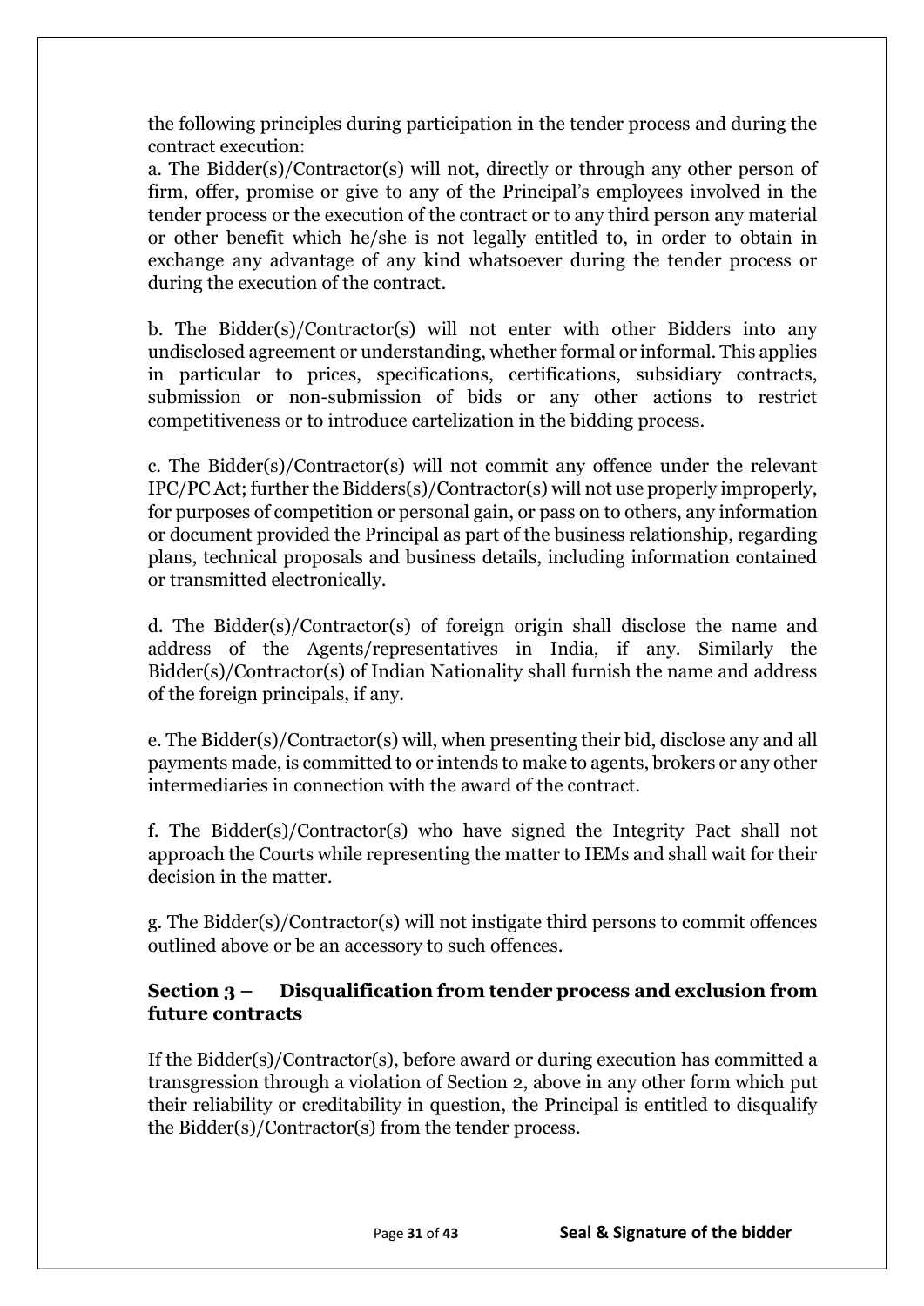the following principles during participation in the tender process and during the contract execution:

a. The Bidder(s)/Contractor(s) will not, directly or through any other person of firm, offer, promise or give to any of the Principal's employees involved in the tender process or the execution of the contract or to any third person any material or other benefit which he/she is not legally entitled to, in order to obtain in exchange any advantage of any kind whatsoever during the tender process or during the execution of the contract.

b. The Bidder(s)/Contractor(s) will not enter with other Bidders into any undisclosed agreement or understanding, whether formal or informal. This applies in particular to prices, specifications, certifications, subsidiary contracts, submission or non-submission of bids or any other actions to restrict competitiveness or to introduce cartelization in the bidding process.

c. The Bidder(s)/Contractor(s) will not commit any offence under the relevant IPC/PC Act; further the Bidders(s)/Contractor(s) will not use properly improperly, for purposes of competition or personal gain, or pass on to others, any information or document provided the Principal as part of the business relationship, regarding plans, technical proposals and business details, including information contained or transmitted electronically.

d. The Bidder(s)/Contractor(s) of foreign origin shall disclose the name and address of the Agents/representatives in India, if any. Similarly the Bidder(s)/Contractor(s) of Indian Nationality shall furnish the name and address of the foreign principals, if any.

e. The Bidder(s)/Contractor(s) will, when presenting their bid, disclose any and all payments made, is committed to or intends to make to agents, brokers or any other intermediaries in connection with the award of the contract.

f. The Bidder(s)/Contractor(s) who have signed the Integrity Pact shall not approach the Courts while representing the matter to IEMs and shall wait for their decision in the matter.

g. The Bidder(s)/Contractor(s) will not instigate third persons to commit offences outlined above or be an accessory to such offences.

### Section 3 – Disqualification from tender process and exclusion from future contracts

If the Bidder(s)/Contractor(s), before award or during execution has committed a transgression through a violation of Section 2, above in any other form which put their reliability or creditability in question, the Principal is entitled to disqualify the Bidder(s)/Contractor(s) from the tender process.

Seal & Signature of the bidder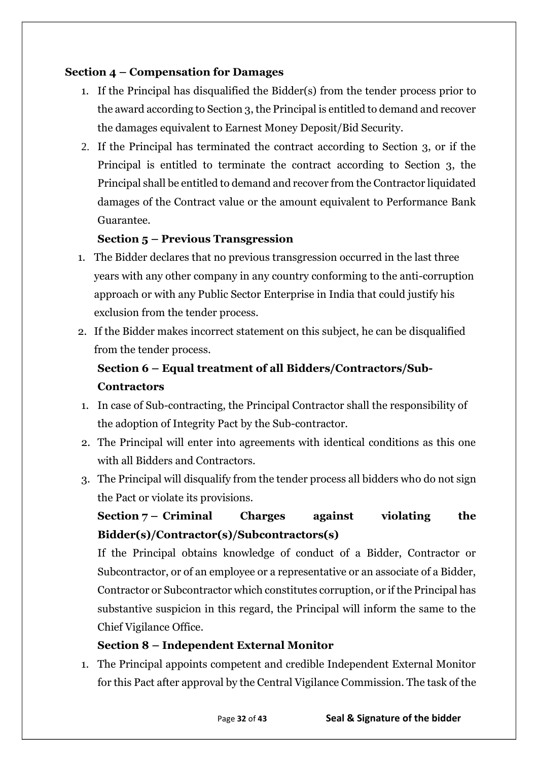**Section 4 – Compensation for Damages**

1. If the Principal has disqualified the Bidder(s) from the tender process prior to the award according to Section 3, the Principal is entitled to demand and recover the damages equivalent to Earnest Money Deposit/Bid Security.
2. If the Principal has terminated the contract according to Section 3, or if the Principal is entitled to terminate the contract according to Section 3, the Principal shall be entitled to demand and recover from the Contractor liquidated damages of the Contract value or the amount equivalent to Performance Bank Guarantee.

**Section 5 – Previous Transgression**

1. The Bidder declares that no previous transgression occurred in the last three years with any other company in any country conforming to the anti-corruption approach or with any Public Sector Enterprise in India that could justify his exclusion from the tender process.
2. If the Bidder makes incorrect statement on this subject, he can be disqualified from the tender process.

**Section 6 – Equal treatment of all Bidders/Contractors/Sub-Contractors**

1. In case of Sub-contracting, the Principal Contractor shall the responsibility of the adoption of Integrity Pact by the Sub-contractor.
2. The Principal will enter into agreements with identical conditions as this one with all Bidders and Contractors.
3. The Principal will disqualify from the tender process all bidders who do not sign the Pact or violate its provisions.

**Section 7 – Criminal Charges against violating the Bidder(s)/Contractor(s)/Subcontractors(s)**

If the Principal obtains knowledge of conduct of a Bidder, Contractor or Subcontractor, or of an employee or a representative or an associate of a Bidder, Contractor or Subcontractor which constitutes corruption, or if the Principal has substantive suspicion in this regard, the Principal will inform the same to the Chief Vigilance Office.

**Section 8 – Independent External Monitor**

1. The Principal appoints competent and credible Independent External Monitor for this Pact after approval by the Central Vigilance Commission. The task of the

Seal & Signature of the bidder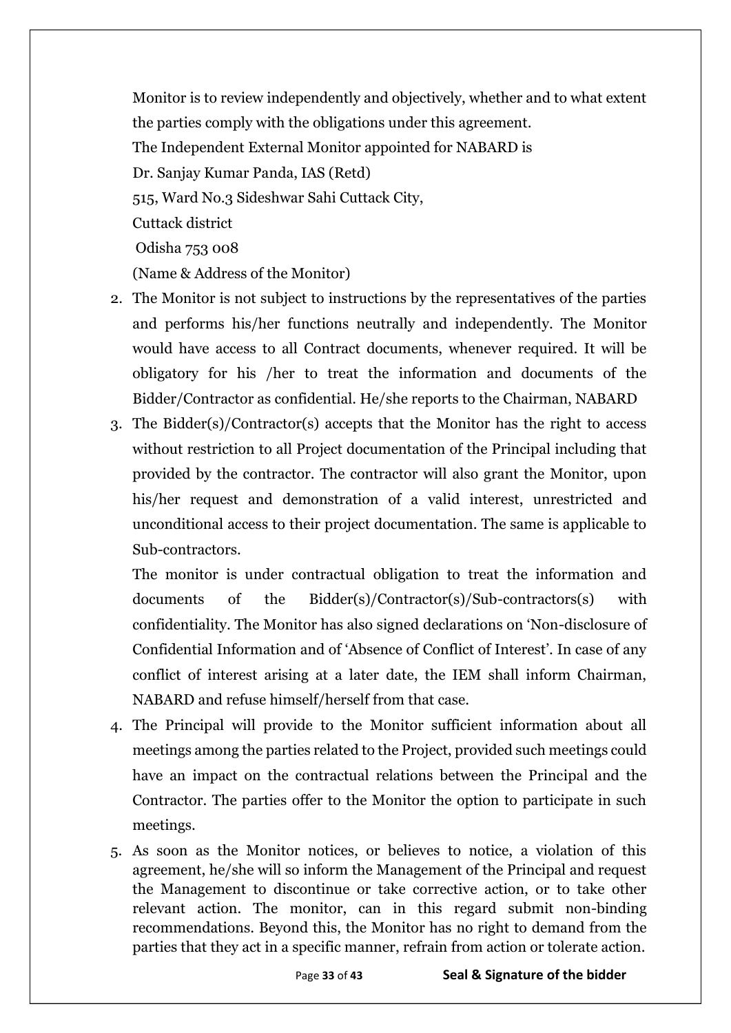Monitor is to review independently and objectively, whether and to what extent the parties comply with the obligations under this agreement.

The Independent External Monitor appointed for NABARD is

Dr. Sanjay Kumar Panda, IAS (Retd)

515, Ward No.3 Sideshwar Sahi Cuttack City,

Cuttack district

Odisha 753 008

(Name & Address of the Monitor)

2. The Monitor is not subject to instructions by the representatives of the parties and performs his/her functions neutrally and independently. The Monitor would have access to all Contract documents, whenever required. It will be obligatory for his /her to treat the information and documents of the Bidder/Contractor as confidential. He/she reports to the Chairman, NABARD

3. The Bidder(s)/Contractor(s) accepts that the Monitor has the right to access without restriction to all Project documentation of the Principal including that provided by the contractor. The contractor will also grant the Monitor, upon his/her request and demonstration of a valid interest, unrestricted and unconditional access to their project documentation. The same is applicable to Sub-contractors.

   The monitor is under contractual obligation to treat the information and documents of the Bidder(s)/Contractor(s)/Sub-contractors(s) with confidentiality. The Monitor has also signed declarations on 'Non-disclosure of Confidential Information and of 'Absence of Conflict of Interest'. In case of any conflict of interest arising at a later date, the IEM shall inform Chairman, NABARD and refuse himself/herself from that case.

4. The Principal will provide to the Monitor sufficient information about all meetings among the parties related to the Project, provided such meetings could have an impact on the contractual relations between the Principal and the Contractor. The parties offer to the Monitor the option to participate in such meetings.

5. As soon as the Monitor notices, or believes to notice, a violation of this agreement, he/she will so inform the Management of the Principal and request the Management to discontinue or take corrective action, or to take other relevant action. The monitor, can in this regard submit non-binding recommendations. Beyond this, the Monitor has no right to demand from the parties that they act in a specific manner, refrain from action or tolerate action.

**Seal & Signature of the bidder**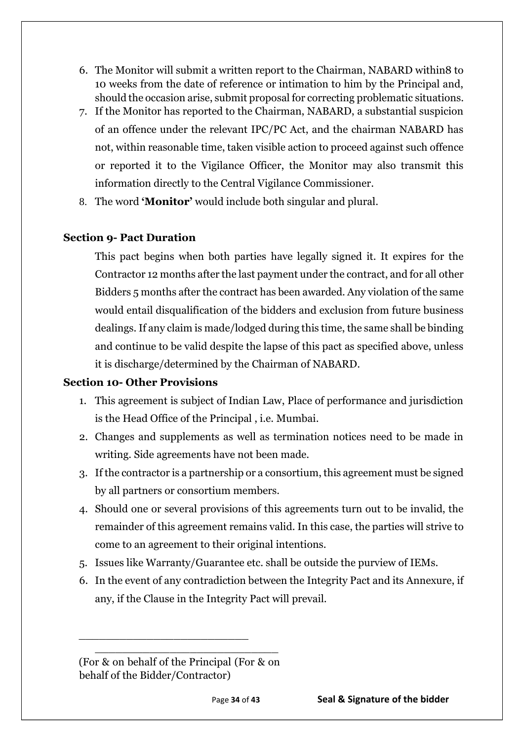6. The Monitor will submit a written report to the Chairman, NABARD within8 to 10 weeks from the date of reference or intimation to him by the Principal and, should the occasion arise, submit proposal for correcting problematic situations.
7. If the Monitor has reported to the Chairman, NABARD, a substantial suspicion of an offence under the relevant IPC/PC Act, and the chairman NABARD has not, within reasonable time, taken visible action to proceed against such offence or reported it to the Vigilance Officer, the Monitor may also transmit this information directly to the Central Vigilance Commissioner.
8. The word **'Monitor'** would include both singular and plural.

**Section 9- Pact Duration**

This pact begins when both parties have legally signed it. It expires for the Contractor 12 months after the last payment under the contract, and for all other Bidders 5 months after the contract has been awarded. Any violation of the same would entail disqualification of the bidders and exclusion from future business dealings. If any claim is made/lodged during this time, the same shall be binding and continue to be valid despite the lapse of this pact as specified above, unless it is discharge/determined by the Chairman of NABARD.

**Section 10- Other Provisions**

1. This agreement is subject of Indian Law, Place of performance and jurisdiction is the Head Office of the Principal , i.e. Mumbai.
2. Changes and supplements as well as termination notices need to be made in writing. Side agreements have not been made.
3. If the contractor is a partnership or a consortium, this agreement must be signed by all partners or consortium members.
4. Should one or several provisions of this agreements turn out to be invalid, the remainder of this agreement remains valid. In this case, the parties will strive to come to an agreement to their original intentions.
5. Issues like Warranty/Guarantee etc. shall be outside the purview of IEMs.
6. In the event of any contradiction between the Integrity Pact and its Annexure, if any, if the Clause in the Integrity Pact will prevail.

___________________________

_____________________________

(For & on behalf of the Principal (For & on behalf of the Bidder/Contractor)

**Seal & Signature of the bidder**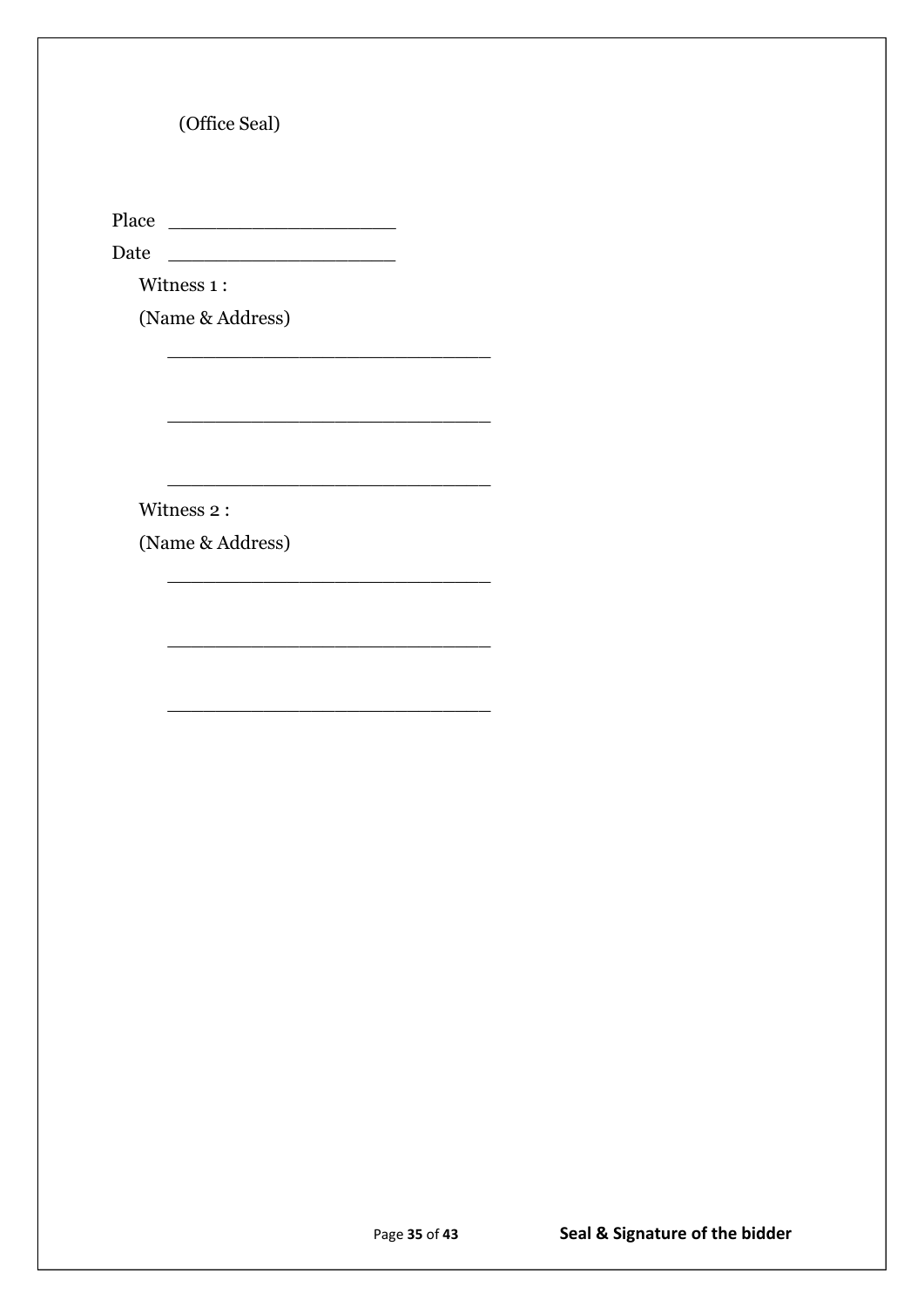(Office Seal)

Place ____________________

Date ____________________

Witness 1 :

(Name & Address)

____________________________

____________________________

____________________________

Witness 2 :

(Name & Address)

____________________________

____________________________

____________________________

**Seal & Signature of the bidder**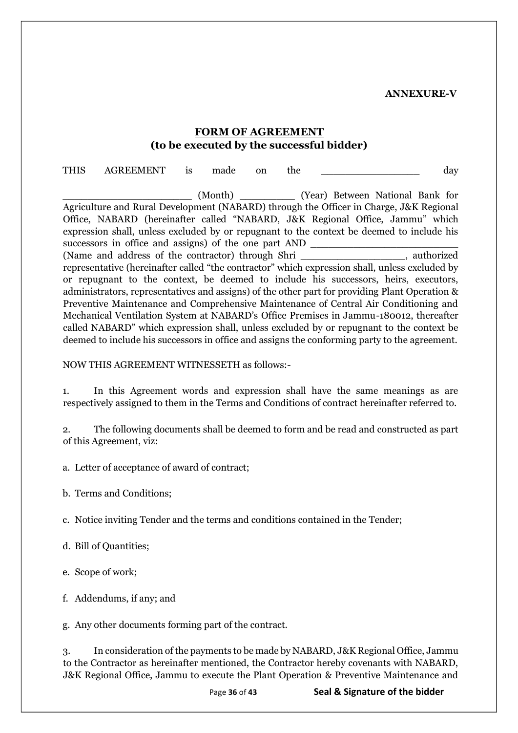**ANNEXURE-V**

## FORM OF AGREEMENT
**(to be executed by the successful bidder)**

THIS AGREEMENT is made on the ________________ day _____________________ (Month) _________ (Year) Between National Bank for Agriculture and Rural Development (NABARD) through the Officer in Charge, J&K Regional Office, NABARD (hereinafter called "NABARD, J&K Regional Office, Jammu" which expression shall, unless excluded by or repugnant to the context be deemed to include his successors in office and assigns) of the one part AND ________________________ (Name and address of the contractor) through Shri _________________, authorized representative (hereinafter called "the contractor" which expression shall, unless excluded by or repugnant to the context, be deemed to include his successors, heirs, executors, administrators, representatives and assigns) of the other part for providing Plant Operation & Preventive Maintenance and Comprehensive Maintenance of Central Air Conditioning and Mechanical Ventilation System at NABARD's Office Premises in Jammu-180012, thereafter called NABARD" which expression shall, unless excluded by or repugnant to the context be deemed to include his successors in office and assigns the conforming party to the agreement.

NOW THIS AGREEMENT WITNESSETH as follows:-

1. In this Agreement words and expression shall have the same meanings as are respectively assigned to them in the Terms and Conditions of contract hereinafter referred to.

2. The following documents shall be deemed to form and be read and constructed as part of this Agreement, viz:

a. Letter of acceptance of award of contract;

b. Terms and Conditions;

c. Notice inviting Tender and the terms and conditions contained in the Tender;

d. Bill of Quantities;

e. Scope of work;

f. Addendums, if any; and

g. Any other documents forming part of the contract.

3. In consideration of the payments to be made by NABARD, J&K Regional Office, Jammu to the Contractor as hereinafter mentioned, the Contractor hereby covenants with NABARD, J&K Regional Office, Jammu to execute the Plant Operation & Preventive Maintenance and

**Seal & Signature of the bidder**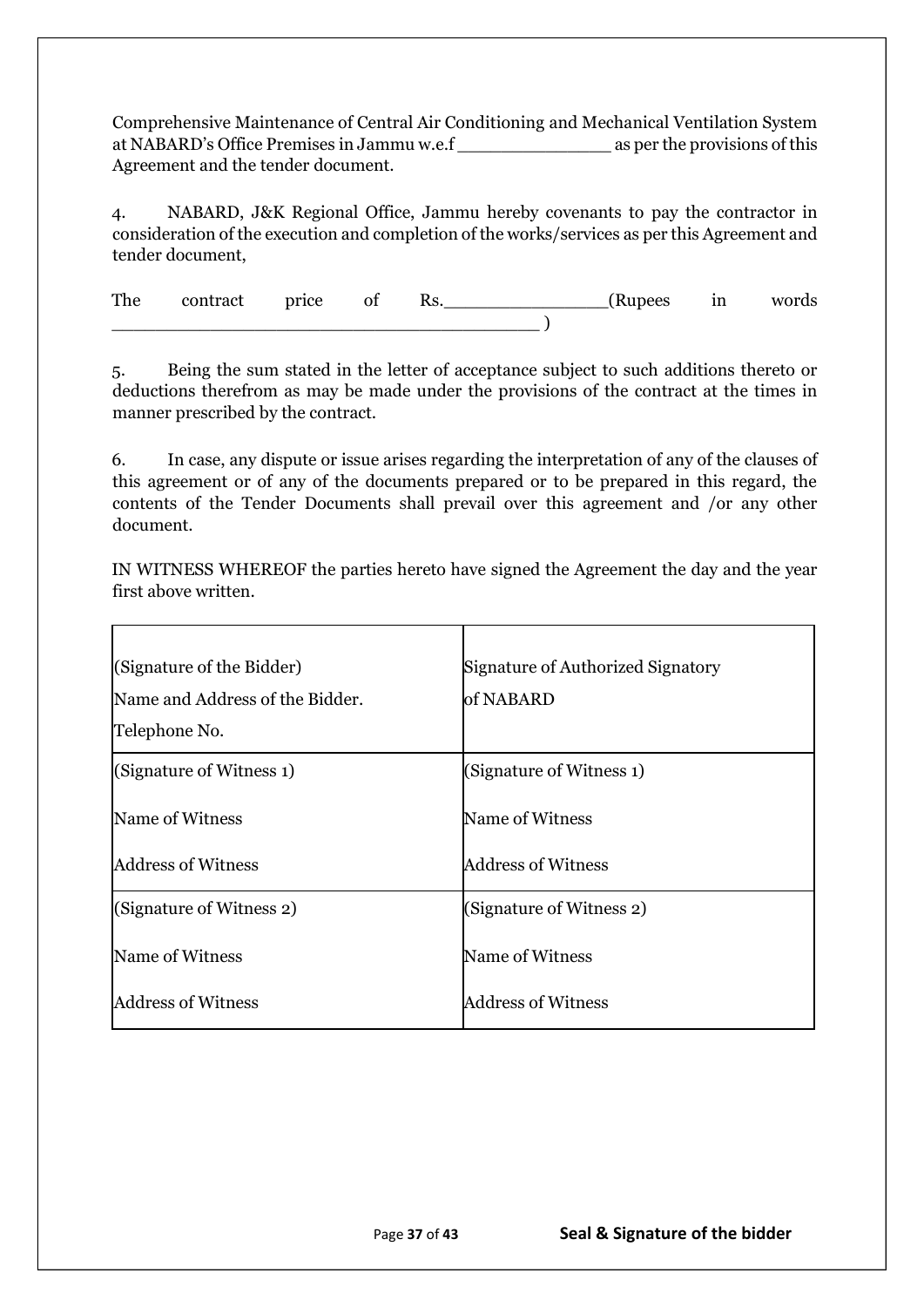Comprehensive Maintenance of Central Air Conditioning and Mechanical Ventilation System at NABARD's Office Premises in Jammu w.e.f _______________ as per the provisions of this Agreement and the tender document.

4. NABARD, J&K Regional Office, Jammu hereby covenants to pay the contractor in consideration of the execution and completion of the works/services as per this Agreement and tender document,

The contract price of Rs.________________(Rupees in words ___________________________________________ )

5. Being the sum stated in the letter of acceptance subject to such additions thereto or deductions therefrom as may be made under the provisions of the contract at the times in manner prescribed by the contract.

6. In case, any dispute or issue arises regarding the interpretation of any of the clauses of this agreement or of any of the documents prepared or to be prepared in this regard, the contents of the Tender Documents shall prevail over this agreement and /or any other document.

IN WITNESS WHEREOF the parties hereto have signed the Agreement the day and the year first above written.

| (Signature of the Bidder)<br>Name and Address of the Bidder.<br>Telephone No. | Signature of Authorized Signatory<br>of NABARD |
|---|---|
| (Signature of Witness 1)<br>Name of Witness<br>Address of Witness | (Signature of Witness 1)<br>Name of Witness<br>Address of Witness |
| (Signature of Witness 2)<br>Name of Witness<br>Address of Witness | (Signature of Witness 2)<br>Name of Witness<br>Address of Witness |

**Seal & Signature of the bidder**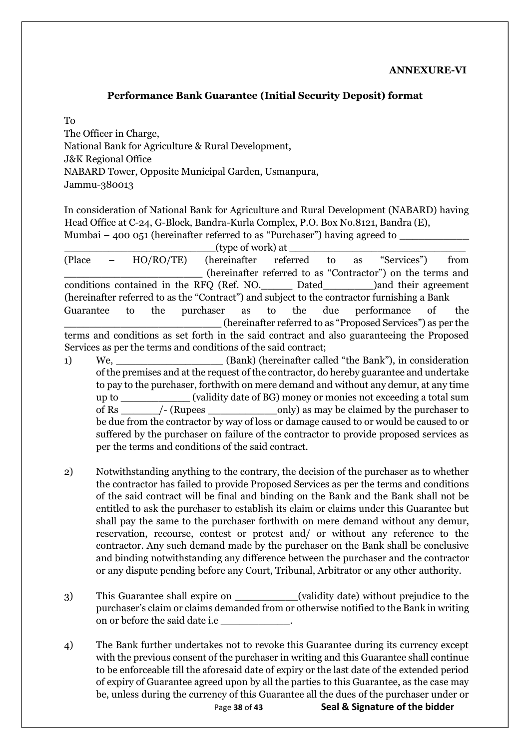**ANNEXURE-VI**

**Performance Bank Guarantee (Initial Security Deposit) format**

To
The Officer in Charge,
National Bank for Agriculture & Rural Development,
J&K Regional Office
NABARD Tower, Opposite Municipal Garden, Usmanpura,
Jammu-380013

In consideration of National Bank for Agriculture and Rural Development (NABARD) having Head Office at C-24, G-Block, Bandra-Kurla Complex, P.O. Box No.8121, Bandra (E), Mumbai – 400 051 (hereinafter referred to as "Purchaser") having agreed to ___________ ________________________(type of work) at ___________________________ (Place – HO/RO/TE) (hereinafter referred to as "Services") from _______________________ (hereinafter referred to as "Contractor") on the terms and conditions contained in the RFQ (Ref. NO._____ Dated_________)and their agreement (hereinafter referred to as the "Contract") and subject to the contractor furnishing a Bank Guarantee to the purchaser as to the due performance of the _________________________ (hereinafter referred to as "Proposed Services") as per the terms and conditions as set forth in the said contract and also guaranteeing the Proposed Services as per the terms and conditions of the said contract;

1) We, _________________ (Bank) (hereinafter called "the Bank"), in consideration of the premises and at the request of the contractor, do hereby guarantee and undertake to pay to the purchaser, forthwith on mere demand and without any demur, at any time up to ___________ (validity date of BG) money or monies not exceeding a total sum of Rs ______/- (Rupees ___________only) as may be claimed by the purchaser to be due from the contractor by way of loss or damage caused to or would be caused to or suffered by the purchaser on failure of the contractor to provide proposed services as per the terms and conditions of the said contract.

2) Notwithstanding anything to the contrary, the decision of the purchaser as to whether the contractor has failed to provide Proposed Services as per the terms and conditions of the said contract will be final and binding on the Bank and the Bank shall not be entitled to ask the purchaser to establish its claim or claims under this Guarantee but shall pay the same to the purchaser forthwith on mere demand without any demur, reservation, recourse, contest or protest and/ or without any reference to the contractor. Any such demand made by the purchaser on the Bank shall be conclusive and binding notwithstanding any difference between the purchaser and the contractor or any dispute pending before any Court, Tribunal, Arbitrator or any other authority.

3) This Guarantee shall expire on __________(validity date) without prejudice to the purchaser's claim or claims demanded from or otherwise notified to the Bank in writing on or before the said date i.e ___________.

4) The Bank further undertakes not to revoke this Guarantee during its currency except with the previous consent of the purchaser in writing and this Guarantee shall continue to be enforceable till the aforesaid date of expiry or the last date of the extended period of expiry of Guarantee agreed upon by all the parties to this Guarantee, as the case may be, unless during the currency of this Guarantee all the dues of the purchaser under or

**Seal & Signature of the bidder**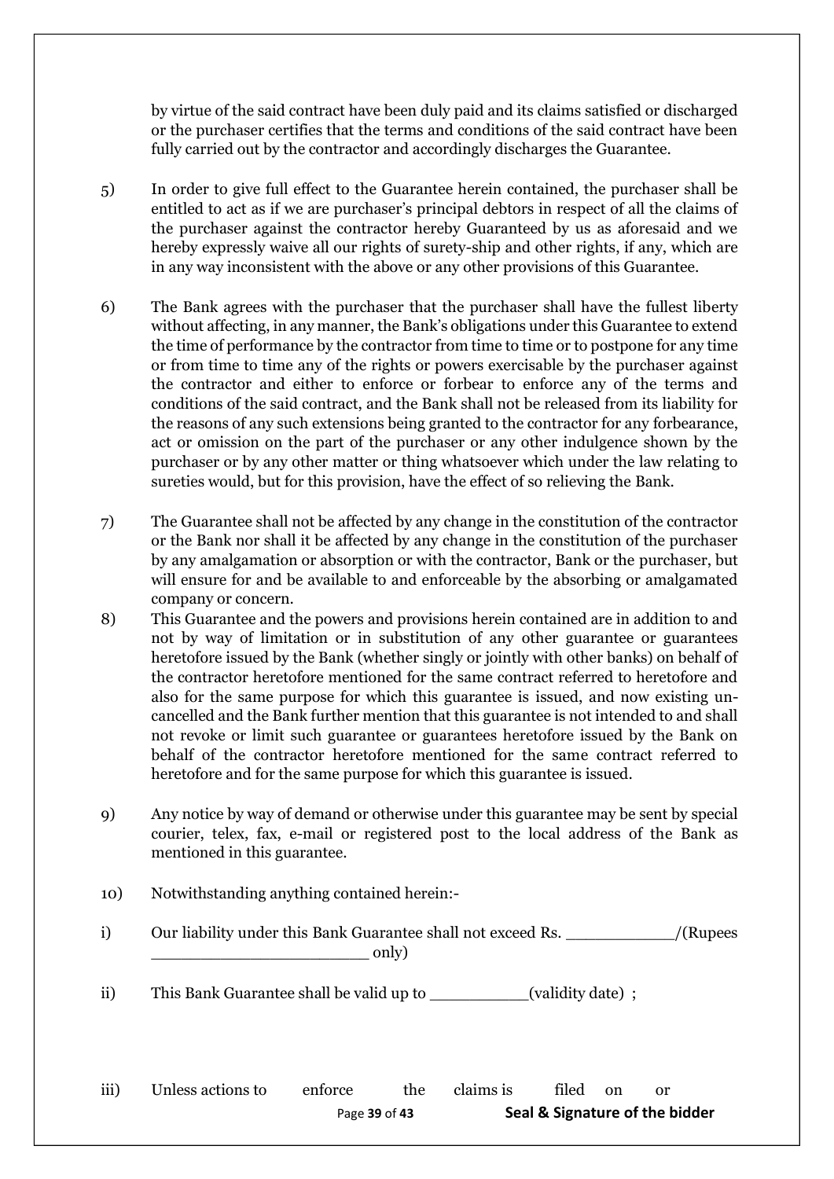by virtue of the said contract have been duly paid and its claims satisfied or discharged or the purchaser certifies that the terms and conditions of the said contract have been fully carried out by the contractor and accordingly discharges the Guarantee.

5) In order to give full effect to the Guarantee herein contained, the purchaser shall be entitled to act as if we are purchaser's principal debtors in respect of all the claims of the purchaser against the contractor hereby Guaranteed by us as aforesaid and we hereby expressly waive all our rights of surety-ship and other rights, if any, which are in any way inconsistent with the above or any other provisions of this Guarantee.

6) The Bank agrees with the purchaser that the purchaser shall have the fullest liberty without affecting, in any manner, the Bank's obligations under this Guarantee to extend the time of performance by the contractor from time to time or to postpone for any time or from time to time any of the rights or powers exercisable by the purchaser against the contractor and either to enforce or forbear to enforce any of the terms and conditions of the said contract, and the Bank shall not be released from its liability for the reasons of any such extensions being granted to the contractor for any forbearance, act or omission on the part of the purchaser or any other indulgence shown by the purchaser or by any other matter or thing whatsoever which under the law relating to sureties would, but for this provision, have the effect of so relieving the Bank.

7) The Guarantee shall not be affected by any change in the constitution of the contractor or the Bank nor shall it be affected by any change in the constitution of the purchaser by any amalgamation or absorption or with the contractor, Bank or the purchaser, but will ensure for and be available to and enforceable by the absorbing or amalgamated company or concern.

8) This Guarantee and the powers and provisions herein contained are in addition to and not by way of limitation or in substitution of any other guarantee or guarantees heretofore issued by the Bank (whether singly or jointly with other banks) on behalf of the contractor heretofore mentioned for the same contract referred to heretofore and also for the same purpose for which this guarantee is issued, and now existing un-cancelled and the Bank further mention that this guarantee is not intended to and shall not revoke or limit such guarantee or guarantees heretofore issued by the Bank on behalf of the contractor heretofore mentioned for the same contract referred to heretofore and for the same purpose for which this guarantee is issued.

9) Any notice by way of demand or otherwise under this guarantee may be sent by special courier, telex, fax, e-mail or registered post to the local address of the Bank as mentioned in this guarantee.

10) Notwithstanding anything contained herein:-

i) Our liability under this Bank Guarantee shall not exceed Rs. ___________/(Rupees _______________________ only)

ii) This Bank Guarantee shall be valid up to __________(validity date) ;

iii) Unless actions to enforce the claims is filed on or

**Seal & Signature of the bidder**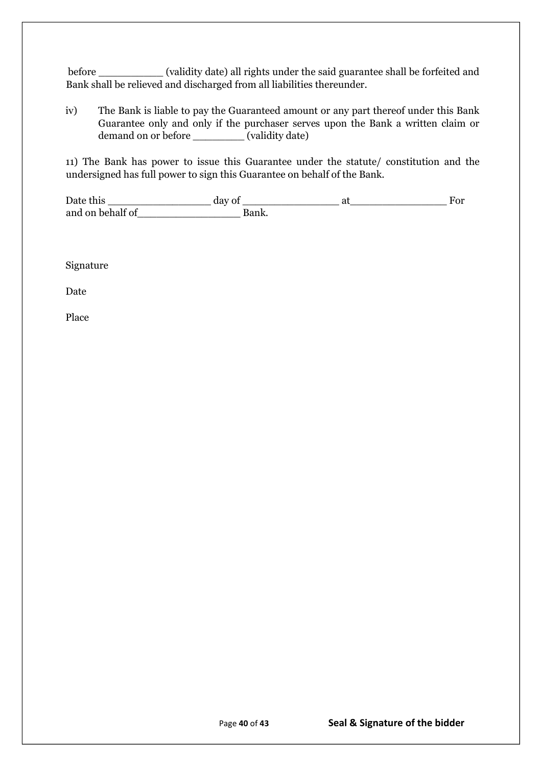before __________ (validity date) all rights under the said guarantee shall be forfeited and Bank shall be relieved and discharged from all liabilities thereunder.

iv) The Bank is liable to pay the Guaranteed amount or any part thereof under this Bank Guarantee only and only if the purchaser serves upon the Bank a written claim or demand on or before ________ (validity date)

11) The Bank has power to issue this Guarantee under the statute/ constitution and the undersigned has full power to sign this Guarantee on behalf of the Bank.

Date this ________________ day of _______________ at_______________ For and on behalf of________________ Bank.

Signature

Date

Place

**Seal & Signature of the bidder**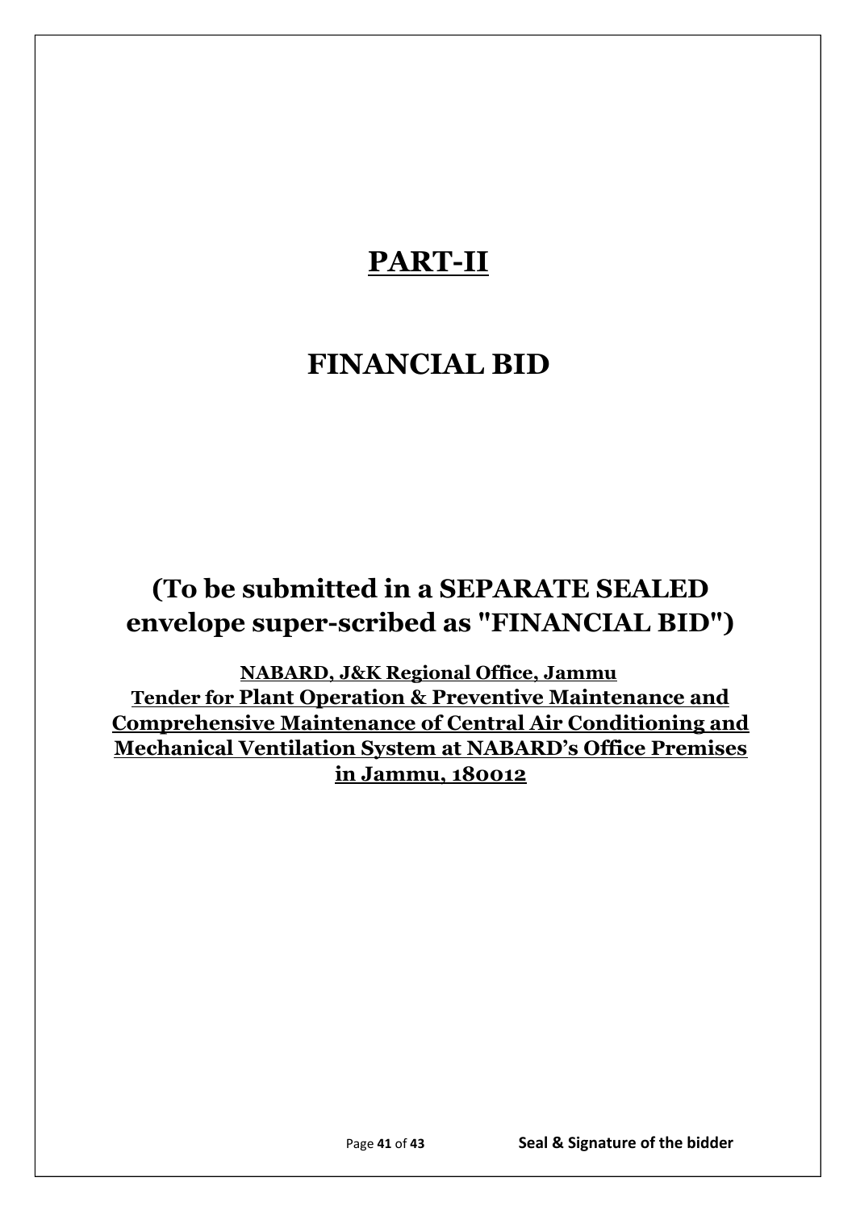# PART-II

# FINANCIAL BID

## (To be submitted in a SEPARATE SEALED envelope super-scribed as "FINANCIAL BID")

**NABARD, J&K Regional Office, Jammu**
**Tender for Plant Operation & Preventive Maintenance and Comprehensive Maintenance of Central Air Conditioning and Mechanical Ventilation System at NABARD's Office Premises in Jammu, 180012**

**Seal & Signature of the bidder**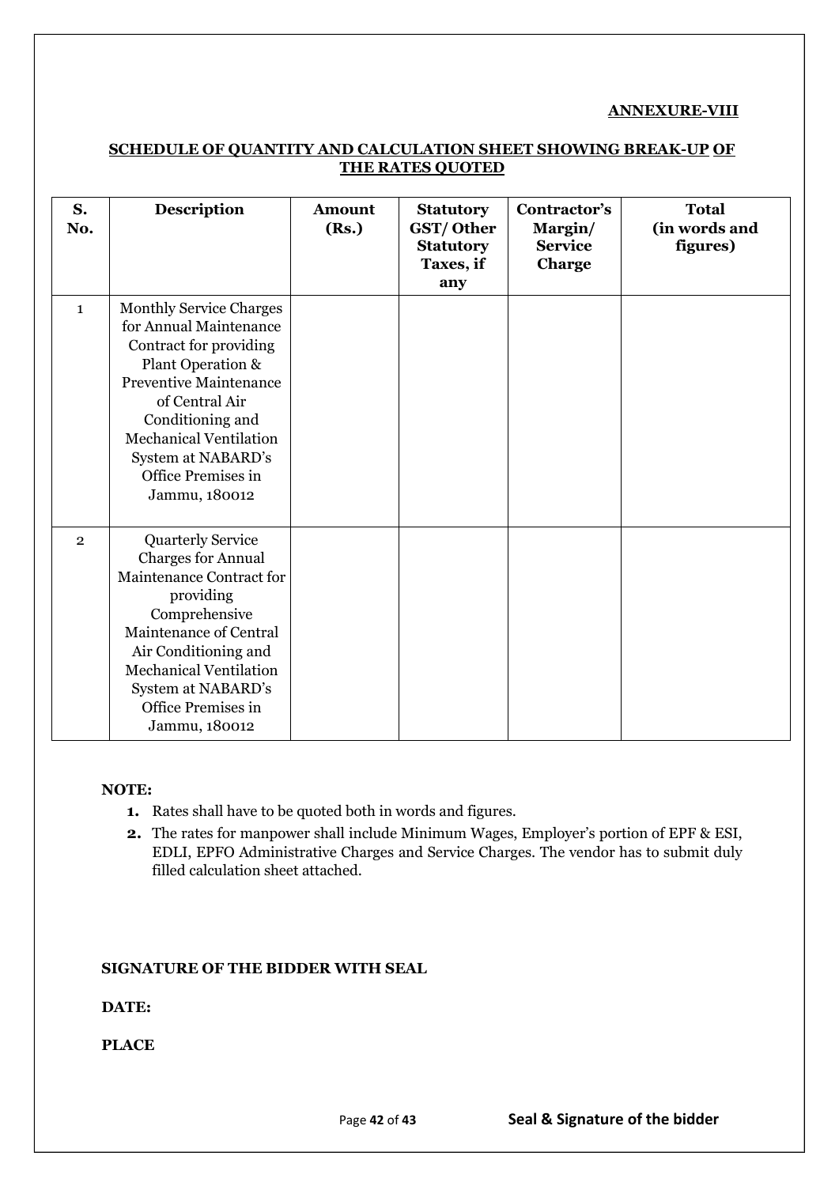**ANNEXURE-VIII**

## SCHEDULE OF QUANTITY AND CALCULATION SHEET SHOWING BREAK-UP OF THE RATES QUOTED

| S. No. | Description | Amount (Rs.) | Statutory GST/ Other Statutory Taxes, if any | Contractor's Margin/ Service Charge | Total (in words and figures) |
|---|---|---|---|---|---|
| 1 | Monthly Service Charges for Annual Maintenance Contract for providing Plant Operation & Preventive Maintenance of Central Air Conditioning and Mechanical Ventilation System at NABARD's Office Premises in Jammu, 180012 | | | | |
| 2 | Quarterly Service Charges for Annual Maintenance Contract for providing Comprehensive Maintenance of Central Air Conditioning and Mechanical Ventilation System at NABARD's Office Premises in Jammu, 180012 | | | | |

**NOTE:**

1. Rates shall have to be quoted both in words and figures.
2. The rates for manpower shall include Minimum Wages, Employer's portion of EPF & ESI, EDLI, EPFO Administrative Charges and Service Charges. The vendor has to submit duly filled calculation sheet attached.

**SIGNATURE OF THE BIDDER WITH SEAL**

**DATE:**

**PLACE**

**Seal & Signature of the bidder**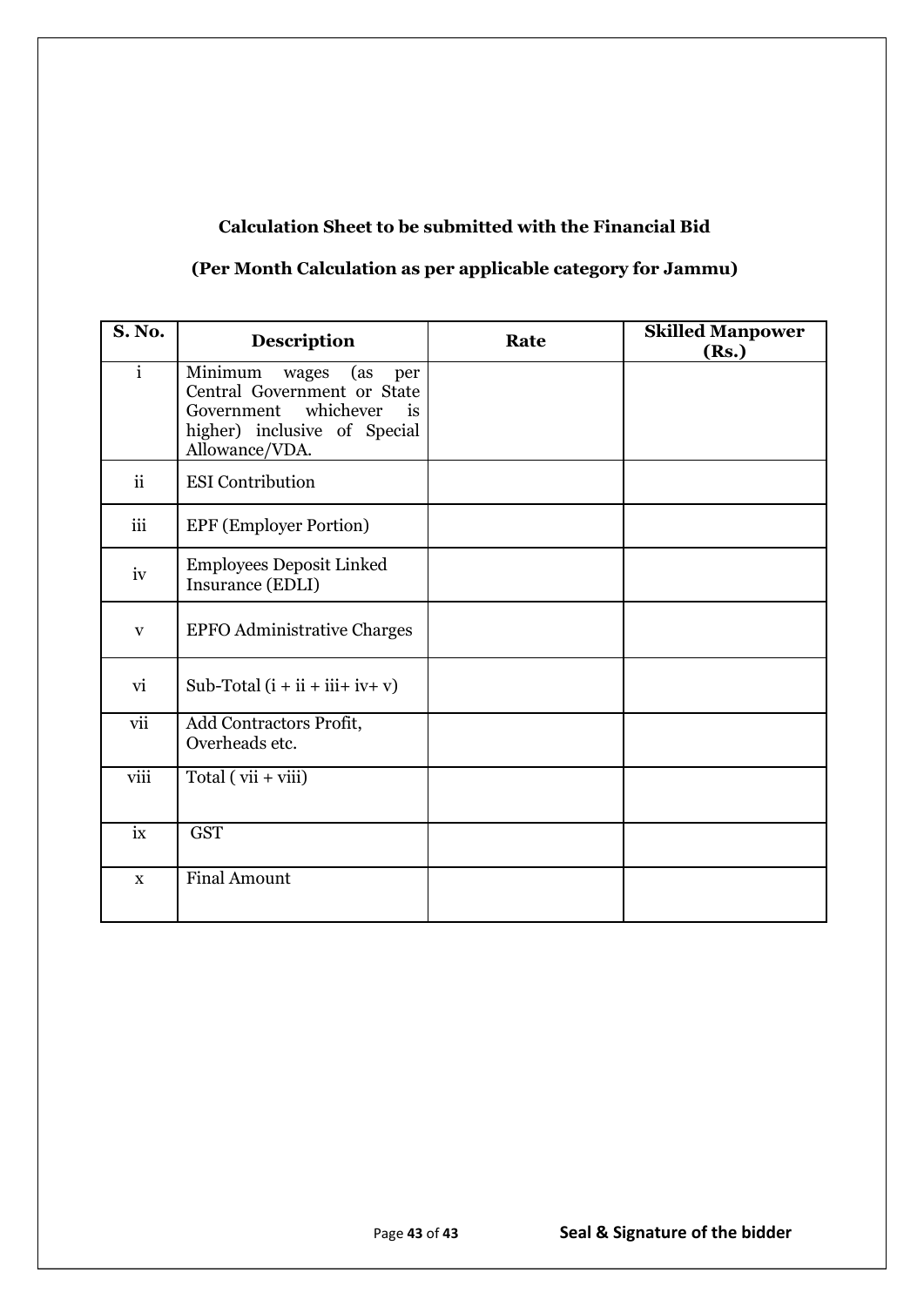**Calculation Sheet to be submitted with the Financial Bid**

**(Per Month Calculation as per applicable category for Jammu)**

| S. No. | Description | Rate | Skilled Manpower (Rs.) |
|---|---|---|---|
| i | Minimum wages (as per Central Government or State Government whichever is higher) inclusive of Special Allowance/VDA. | | |
| ii | ESI Contribution | | |
| iii | EPF (Employer Portion) | | |
| iv | Employees Deposit Linked Insurance (EDLI) | | |
| v | EPFO Administrative Charges | | |
| vi | Sub-Total (i + ii + iii+ iv+ v) | | |
| vii | Add Contractors Profit, Overheads etc. | | |
| viii | Total ( vii + viii) | | |
| ix | GST | | |
| x | Final Amount | | |

**Seal & Signature of the bidder**